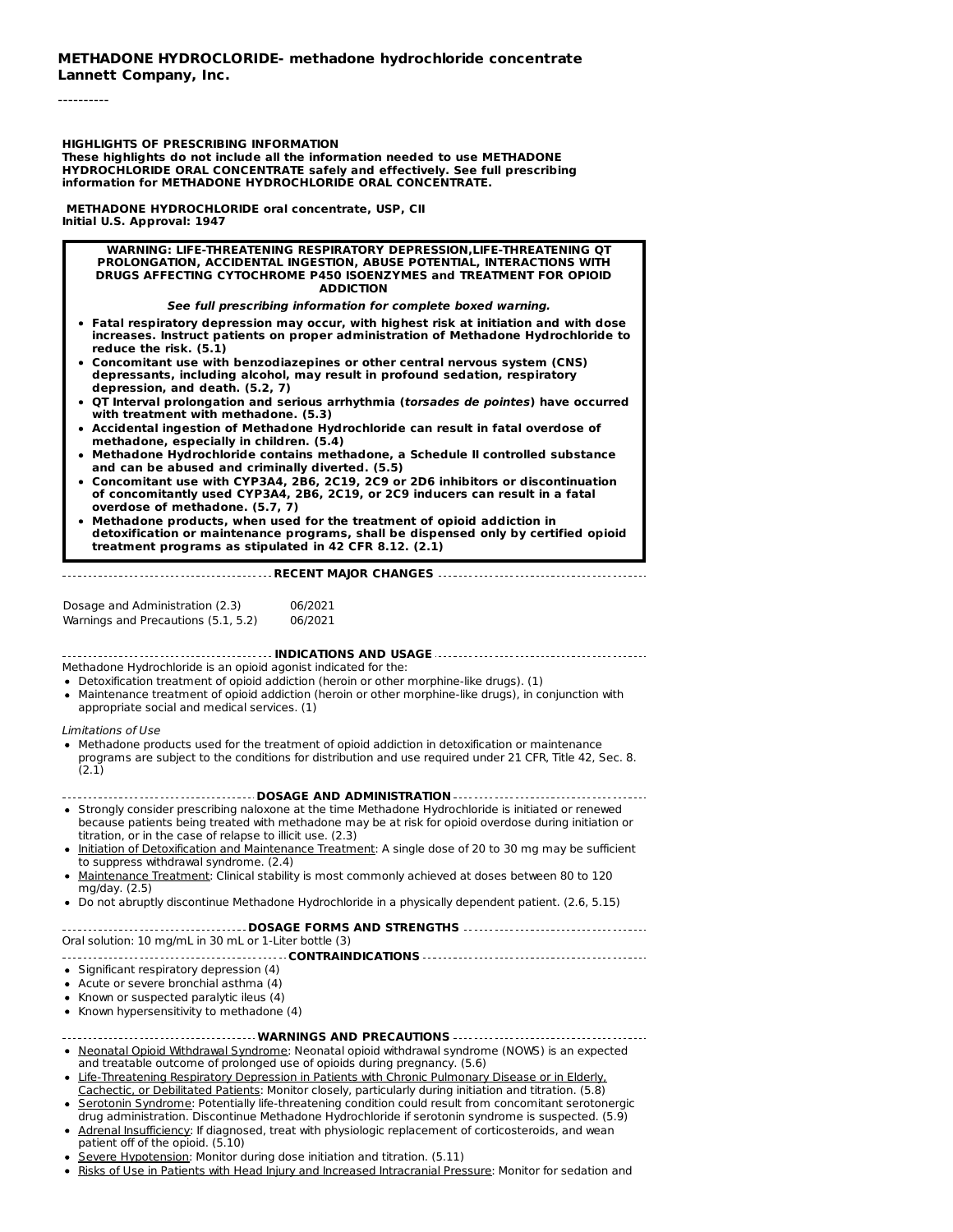**METHADONE HYDROCHLORIDE- methadone hydrochloride concentrate**
**Lannett Company, Inc.**

----------

**HIGHLIGHTS OF PRESCRIBING INFORMATION**
**These highlights do not include all the information needed to use METHADONE HYDROCHLORIDE ORAL CONCENTRATE safely and effectively. See full prescribing information for METHADONE HYDROCHLORIDE ORAL CONCENTRATE.**

**METHADONE HYDROCHLORIDE oral concentrate, USP, CII**
**Initial U.S. Approval: 1947**

**WARNING: LIFE-THREATENING RESPIRATORY DEPRESSION,LIFE-THREATENING QT PROLONGATION, ACCIDENTAL INGESTION, ABUSE POTENTIAL, INTERACTIONS WITH DRUGS AFFECTING CYTOCHROME P450 ISOENZYMES and TREATMENT FOR OPIOID ADDICTION**

***See full prescribing information for complete boxed warning.***

- **Fatal respiratory depression may occur, with highest risk at initiation and with dose increases. Instruct patients on proper administration of Methadone Hydrochloride to reduce the risk. (5.1)**
- **Concomitant use with benzodiazepines or other central nervous system (CNS) depressants, including alcohol, may result in profound sedation, respiratory depression, and death. (5.2, 7)**
- **QT Interval prolongation and serious arrhythmia (*torsades de pointes*) have occurred with treatment with methadone. (5.3)**
- **Accidental ingestion of Methadone Hydrochloride can result in fatal overdose of methadone, especially in children. (5.4)**
- **Methadone Hydrochloride contains methadone, a Schedule II controlled substance and can be abused and criminally diverted. (5.5)**
- **Concomitant use with CYP3A4, 2B6, 2C19, 2C9 or 2D6 inhibitors or discontinuation of concomitantly used CYP3A4, 2B6, 2C19, or 2C9 inducers can result in a fatal overdose of methadone. (5.7, 7)**
- **Methadone products, when used for the treatment of opioid addiction in detoxification or maintenance programs, shall be dispensed only by certified opioid treatment programs as stipulated in 42 CFR 8.12. (2.1)**

**RECENT MAJOR CHANGES**

| | |
|---|---|
| Dosage and Administration (2.3) | 06/2021 |
| Warnings and Precautions (5.1, 5.2) | 06/2021 |

**INDICATIONS AND USAGE**

Methadone Hydrochloride is an opioid agonist indicated for the:

- Detoxification treatment of opioid addiction (heroin or other morphine-like drugs). (1)
- Maintenance treatment of opioid addiction (heroin or other morphine-like drugs), in conjunction with appropriate social and medical services. (1)

*Limitations of Use*

- Methadone products used for the treatment of opioid addiction in detoxification or maintenance programs are subject to the conditions for distribution and use required under 21 CFR, Title 42, Sec. 8. (2.1)

**DOSAGE AND ADMINISTRATION**

- Strongly consider prescribing naloxone at the time Methadone Hydrochloride is initiated or renewed because patients being treated with methadone may be at risk for opioid overdose during initiation or titration, or in the case of relapse to illicit use. (2.3)
- Initiation of Detoxification and Maintenance Treatment: A single dose of 20 to 30 mg may be sufficient to suppress withdrawal syndrome. (2.4)
- Maintenance Treatment: Clinical stability is most commonly achieved at doses between 80 to 120 mg/day. (2.5)
- Do not abruptly discontinue Methadone Hydrochloride in a physically dependent patient. (2.6, 5.15)

**DOSAGE FORMS AND STRENGTHS**

Oral solution: 10 mg/mL in 30 mL or 1-Liter bottle (3)

**CONTRAINDICATIONS**

- Significant respiratory depression (4)
- Acute or severe bronchial asthma (4)
- Known or suspected paralytic ileus (4)
- Known hypersensitivity to methadone (4)

**WARNINGS AND PRECAUTIONS**

- Neonatal Opioid Withdrawal Syndrome: Neonatal opioid withdrawal syndrome (NOWS) is an expected and treatable outcome of prolonged use of opioids during pregnancy. (5.6)
- Life-Threatening Respiratory Depression in Patients with Chronic Pulmonary Disease or in Elderly, Cachectic, or Debilitated Patients: Monitor closely, particularly during initiation and titration. (5.8)
- Serotonin Syndrome: Potentially life-threatening condition could result from concomitant serotonergic drug administration. Discontinue Methadone Hydrochloride if serotonin syndrome is suspected. (5.9)
- Adrenal Insufficiency: If diagnosed, treat with physiologic replacement of corticosteroids, and wean patient off of the opioid. (5.10)
- Severe Hypotension: Monitor during dose initiation and titration. (5.11)
- Risks of Use in Patients with Head Injury and Increased Intracranial Pressure: Monitor for sedation and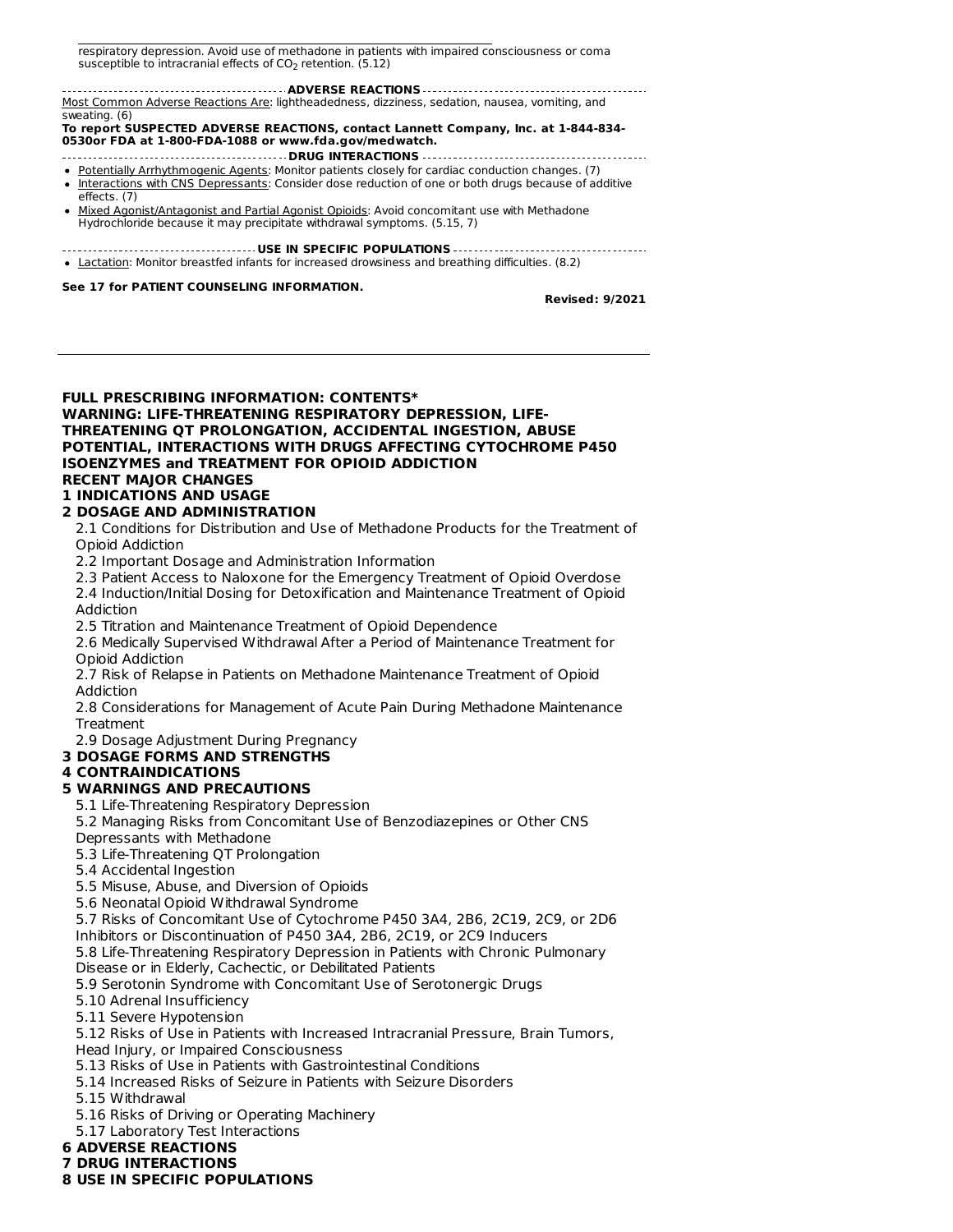respiratory depression. Avoid use of methadone in patients with impaired consciousness or coma susceptible to intracranial effects of $CO_2$ retention. (5.12)

**ADVERSE REACTIONS**

Most Common Adverse Reactions Are: lightheadedness, dizziness, sedation, nausea, vomiting, and sweating. (6)

**To report SUSPECTED ADVERSE REACTIONS, contact Lannett Company, Inc. at 1-844-834-0530or FDA at 1-800-FDA-1088 or www.fda.gov/medwatch.**

**DRUG INTERACTIONS**

- Potentially Arrhythmogenic Agents: Monitor patients closely for cardiac conduction changes. (7)
- Interactions with CNS Depressants: Consider dose reduction of one or both drugs because of additive effects. (7)
- Mixed Agonist/Antagonist and Partial Agonist Opioids: Avoid concomitant use with Methadone Hydrochloride because it may precipitate withdrawal symptoms. (5.15, 7)

**USE IN SPECIFIC POPULATIONS**

- Lactation: Monitor breastfed infants for increased drowsiness and breathing difficulties. (8.2)

**See 17 for PATIENT COUNSELING INFORMATION.**

**Revised: 9/2021**

---

**FULL PRESCRIBING INFORMATION: CONTENTS***

**WARNING: LIFE-THREATENING RESPIRATORY DEPRESSION, LIFE-THREATENING QT PROLONGATION, ACCIDENTAL INGESTION, ABUSE POTENTIAL, INTERACTIONS WITH DRUGS AFFECTING CYTOCHROME P450 ISOENZYMES and TREATMENT FOR OPIOID ADDICTION**

**RECENT MAJOR CHANGES**

**1 INDICATIONS AND USAGE**

**2 DOSAGE AND ADMINISTRATION**

2.1 Conditions for Distribution and Use of Methadone Products for the Treatment of Opioid Addiction

2.2 Important Dosage and Administration Information

2.3 Patient Access to Naloxone for the Emergency Treatment of Opioid Overdose

2.4 Induction/Initial Dosing for Detoxification and Maintenance Treatment of Opioid Addiction

2.5 Titration and Maintenance Treatment of Opioid Dependence

2.6 Medically Supervised Withdrawal After a Period of Maintenance Treatment for Opioid Addiction

2.7 Risk of Relapse in Patients on Methadone Maintenance Treatment of Opioid Addiction

2.8 Considerations for Management of Acute Pain During Methadone Maintenance Treatment

2.9 Dosage Adjustment During Pregnancy

**3 DOSAGE FORMS AND STRENGTHS**

**4 CONTRAINDICATIONS**

**5 WARNINGS AND PRECAUTIONS**

5.1 Life-Threatening Respiratory Depression

5.2 Managing Risks from Concomitant Use of Benzodiazepines or Other CNS Depressants with Methadone

5.3 Life-Threatening QT Prolongation

5.4 Accidental Ingestion

5.5 Misuse, Abuse, and Diversion of Opioids

5.6 Neonatal Opioid Withdrawal Syndrome

5.7 Risks of Concomitant Use of Cytochrome P450 3A4, 2B6, 2C19, 2C9, or 2D6 Inhibitors or Discontinuation of P450 3A4, 2B6, 2C19, or 2C9 Inducers

5.8 Life-Threatening Respiratory Depression in Patients with Chronic Pulmonary Disease or in Elderly, Cachectic, or Debilitated Patients

5.9 Serotonin Syndrome with Concomitant Use of Serotonergic Drugs

5.10 Adrenal Insufficiency

5.11 Severe Hypotension

5.12 Risks of Use in Patients with Increased Intracranial Pressure, Brain Tumors, Head Injury, or Impaired Consciousness

5.13 Risks of Use in Patients with Gastrointestinal Conditions

5.14 Increased Risks of Seizure in Patients with Seizure Disorders

5.15 Withdrawal

5.16 Risks of Driving or Operating Machinery

5.17 Laboratory Test Interactions

**6 ADVERSE REACTIONS**

**7 DRUG INTERACTIONS**

**8 USE IN SPECIFIC POPULATIONS**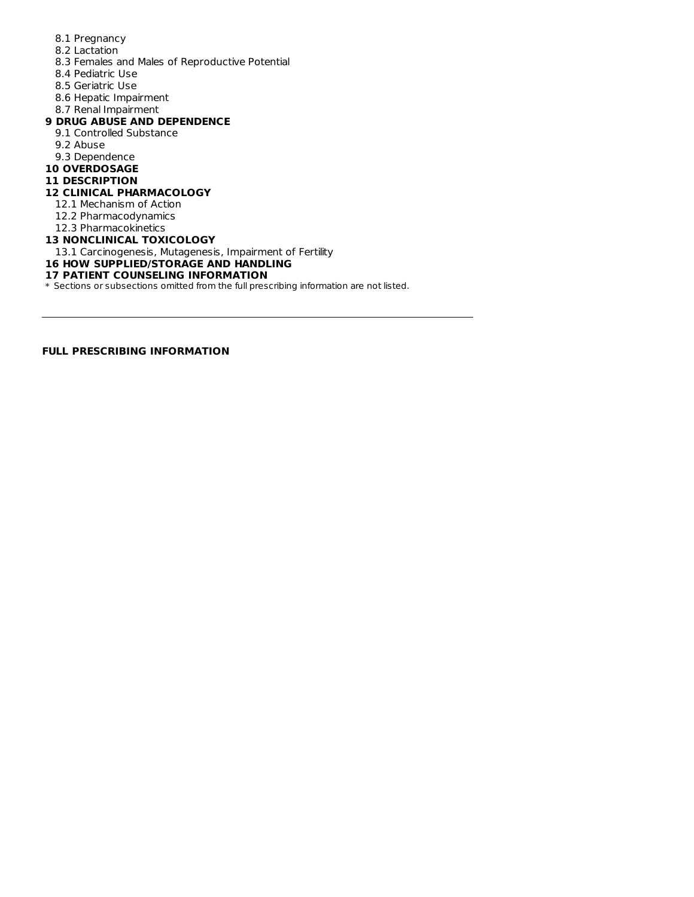8.1 Pregnancy
8.2 Lactation
8.3 Females and Males of Reproductive Potential
8.4 Pediatric Use
8.5 Geriatric Use
8.6 Hepatic Impairment
8.7 Renal Impairment

**9 DRUG ABUSE AND DEPENDENCE**

9.1 Controlled Substance
9.2 Abuse
9.3 Dependence

**10 OVERDOSAGE**

**11 DESCRIPTION**

**12 CLINICAL PHARMACOLOGY**

12.1 Mechanism of Action
12.2 Pharmacodynamics
12.3 Pharmacokinetics

**13 NONCLINICAL TOXICOLOGY**

13.1 Carcinogenesis, Mutagenesis, Impairment of Fertility

**16 HOW SUPPLIED/STORAGE AND HANDLING**

**17 PATIENT COUNSELING INFORMATION**

\* Sections or subsections omitted from the full prescribing information are not listed.

---

**FULL PRESCRIBING INFORMATION**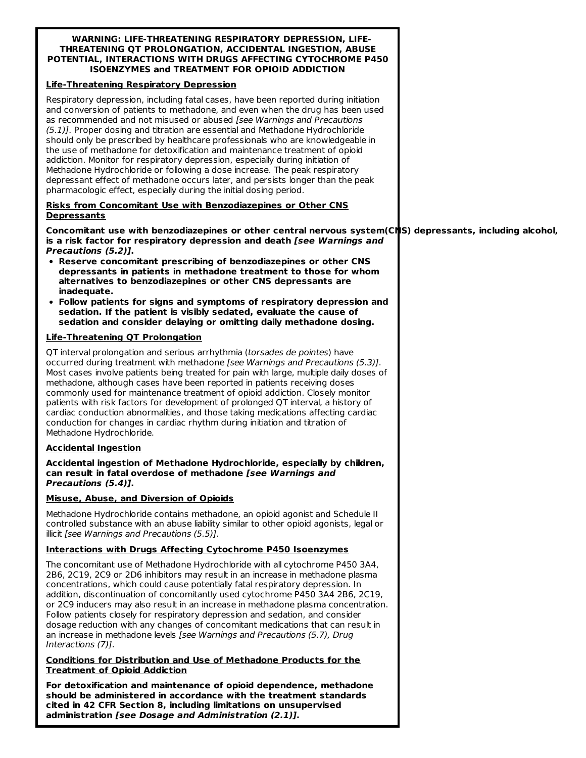**WARNING: LIFE-THREATENING RESPIRATORY DEPRESSION, LIFE-THREATENING QT PROLONGATION, ACCIDENTAL INGESTION, ABUSE POTENTIAL, INTERACTIONS WITH DRUGS AFFECTING CYTOCHROME P450 ISOENZYMES and TREATMENT FOR OPIOID ADDICTION**

**Life-Threatening Respiratory Depression**

Respiratory depression, including fatal cases, have been reported during initiation and conversion of patients to methadone, and even when the drug has been used as recommended and not misused or abused *[see Warnings and Precautions (5.1)]*. Proper dosing and titration are essential and Methadone Hydrochloride should only be prescribed by healthcare professionals who are knowledgeable in the use of methadone for detoxification and maintenance treatment of opioid addiction. Monitor for respiratory depression, especially during initiation of Methadone Hydrochloride or following a dose increase. The peak respiratory depressant effect of methadone occurs later, and persists longer than the peak pharmacologic effect, especially during the initial dosing period.

**Risks from Concomitant Use with Benzodiazepines or Other CNS Depressants**

**Concomitant use with benzodiazepines or other central nervous system(CNS) depressants, including alcohol, is a risk factor for respiratory depression and death *[see Warnings and Precautions (5.2)]*.**

- **Reserve concomitant prescribing of benzodiazepines or other CNS depressants in patients in methadone treatment to those for whom alternatives to benzodiazepines or other CNS depressants are inadequate.**
- **Follow patients for signs and symptoms of respiratory depression and sedation. If the patient is visibly sedated, evaluate the cause of sedation and consider delaying or omitting daily methadone dosing.**

**Life-Threatening QT Prolongation**

QT interval prolongation and serious arrhythmia (*torsades de pointes*) have occurred during treatment with methadone *[see Warnings and Precautions (5.3)]*. Most cases involve patients being treated for pain with large, multiple daily doses of methadone, although cases have been reported in patients receiving doses commonly used for maintenance treatment of opioid addiction. Closely monitor patients with risk factors for development of prolonged QT interval, a history of cardiac conduction abnormalities, and those taking medications affecting cardiac conduction for changes in cardiac rhythm during initiation and titration of Methadone Hydrochloride.

**Accidental Ingestion**

**Accidental ingestion of Methadone Hydrochloride, especially by children, can result in fatal overdose of methadone *[see Warnings and Precautions (5.4)]*.**

**Misuse, Abuse, and Diversion of Opioids**

Methadone Hydrochloride contains methadone, an opioid agonist and Schedule II controlled substance with an abuse liability similar to other opioid agonists, legal or illicit *[see Warnings and Precautions (5.5)]*.

**Interactions with Drugs Affecting Cytochrome P450 Isoenzymes**

The concomitant use of Methadone Hydrochloride with all cytochrome P450 3A4, 2B6, 2C19, 2C9 or 2D6 inhibitors may result in an increase in methadone plasma concentrations, which could cause potentially fatal respiratory depression. In addition, discontinuation of concomitantly used cytochrome P450 3A4 2B6, 2C19, or 2C9 inducers may also result in an increase in methadone plasma concentration. Follow patients closely for respiratory depression and sedation, and consider dosage reduction with any changes of concomitant medications that can result in an increase in methadone levels *[see Warnings and Precautions (5.7), Drug Interactions (7)]*.

**Conditions for Distribution and Use of Methadone Products for the Treatment of Opioid Addiction**

**For detoxification and maintenance of opioid dependence, methadone should be administered in accordance with the treatment standards cited in 42 CFR Section 8, including limitations on unsupervised administration *[see Dosage and Administration (2.1)]*.**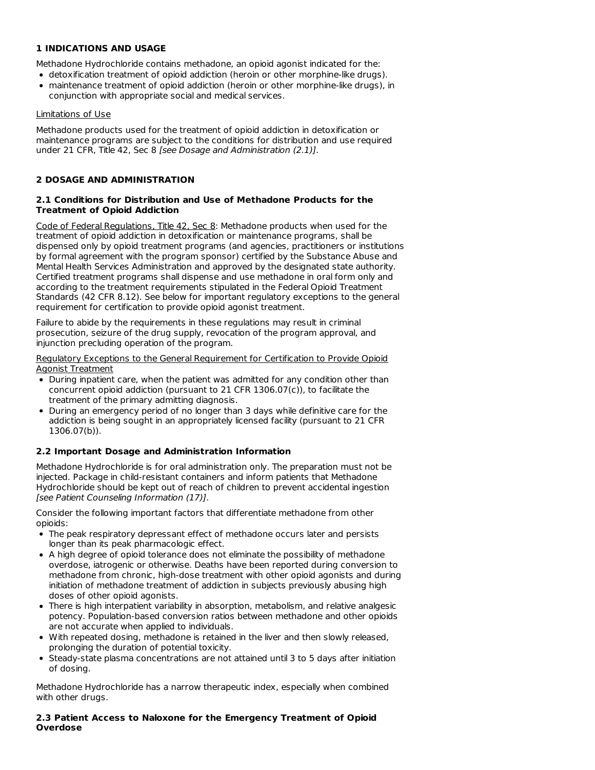## 1 INDICATIONS AND USAGE

Methadone Hydrochloride contains methadone, an opioid agonist indicated for the:

- detoxification treatment of opioid addiction (heroin or other morphine-like drugs).
- maintenance treatment of opioid addiction (heroin or other morphine-like drugs), in conjunction with appropriate social and medical services.

Limitations of Use

Methadone products used for the treatment of opioid addiction in detoxification or maintenance programs are subject to the conditions for distribution and use required under 21 CFR, Title 42, Sec 8 *[see Dosage and Administration (2.1)]*.

## 2 DOSAGE AND ADMINISTRATION

### 2.1 Conditions for Distribution and Use of Methadone Products for the Treatment of Opioid Addiction

Code of Federal Regulations, Title 42, Sec 8: Methadone products when used for the treatment of opioid addiction in detoxification or maintenance programs, shall be dispensed only by opioid treatment programs (and agencies, practitioners or institutions by formal agreement with the program sponsor) certified by the Substance Abuse and Mental Health Services Administration and approved by the designated state authority. Certified treatment programs shall dispense and use methadone in oral form only and according to the treatment requirements stipulated in the Federal Opioid Treatment Standards (42 CFR 8.12). See below for important regulatory exceptions to the general requirement for certification to provide opioid agonist treatment.

Failure to abide by the requirements in these regulations may result in criminal prosecution, seizure of the drug supply, revocation of the program approval, and injunction precluding operation of the program.

Regulatory Exceptions to the General Requirement for Certification to Provide Opioid Agonist Treatment

- During inpatient care, when the patient was admitted for any condition other than concurrent opioid addiction (pursuant to 21 CFR 1306.07(c)), to facilitate the treatment of the primary admitting diagnosis.
- During an emergency period of no longer than 3 days while definitive care for the addiction is being sought in an appropriately licensed facility (pursuant to 21 CFR 1306.07(b)).

### 2.2 Important Dosage and Administration Information

Methadone Hydrochloride is for oral administration only. The preparation must not be injected. Package in child-resistant containers and inform patients that Methadone Hydrochloride should be kept out of reach of children to prevent accidental ingestion *[see Patient Counseling Information (17)]*.

Consider the following important factors that differentiate methadone from other opioids:

- The peak respiratory depressant effect of methadone occurs later and persists longer than its peak pharmacologic effect.
- A high degree of opioid tolerance does not eliminate the possibility of methadone overdose, iatrogenic or otherwise. Deaths have been reported during conversion to methadone from chronic, high-dose treatment with other opioid agonists and during initiation of methadone treatment of addiction in subjects previously abusing high doses of other opioid agonists.
- There is high interpatient variability in absorption, metabolism, and relative analgesic potency. Population-based conversion ratios between methadone and other opioids are not accurate when applied to individuals.
- With repeated dosing, methadone is retained in the liver and then slowly released, prolonging the duration of potential toxicity.
- Steady-state plasma concentrations are not attained until 3 to 5 days after initiation of dosing.

Methadone Hydrochloride has a narrow therapeutic index, especially when combined with other drugs.

### 2.3 Patient Access to Naloxone for the Emergency Treatment of Opioid Overdose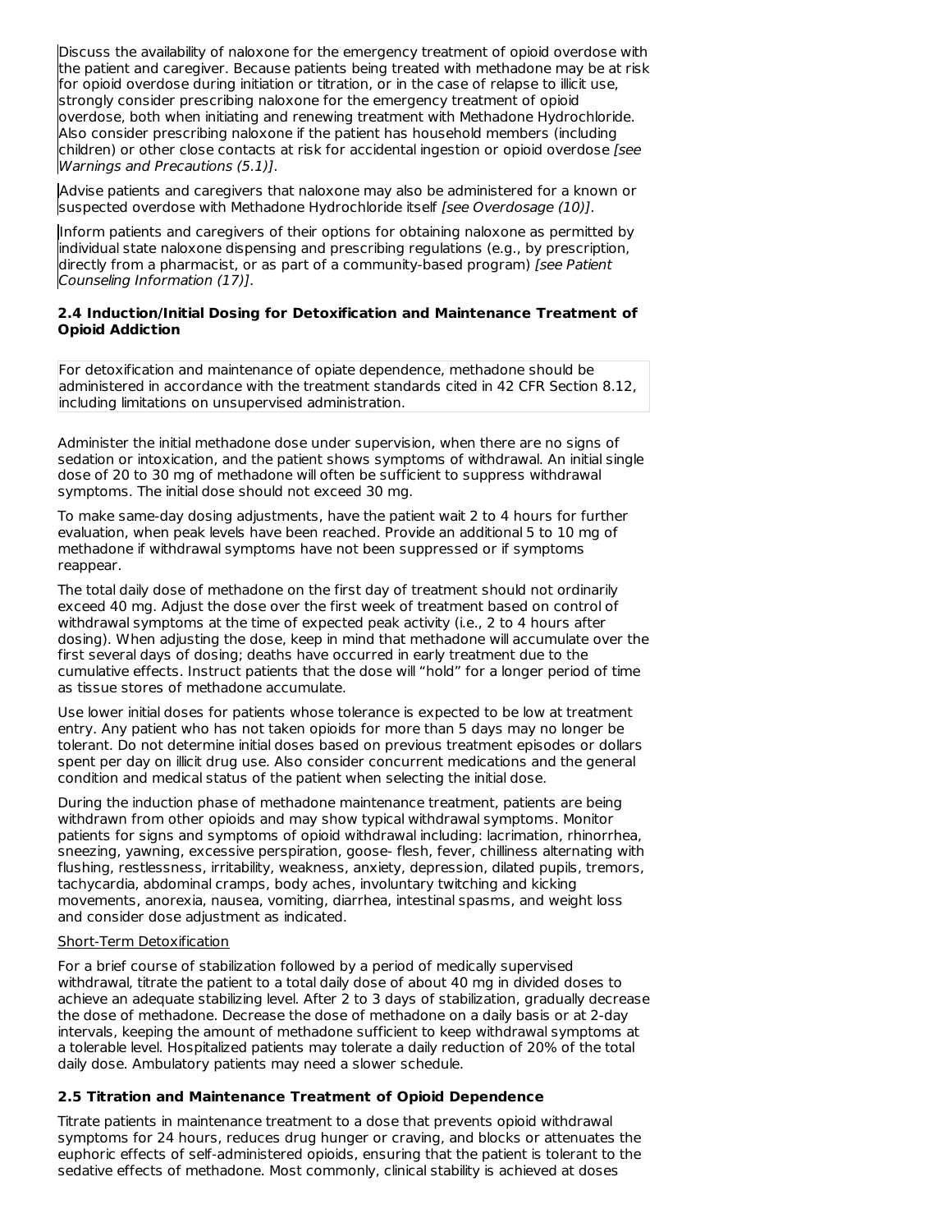Discuss the availability of naloxone for the emergency treatment of opioid overdose with the patient and caregiver. Because patients being treated with methadone may be at risk for opioid overdose during initiation or titration, or in the case of relapse to illicit use, strongly consider prescribing naloxone for the emergency treatment of opioid overdose, both when initiating and renewing treatment with Methadone Hydrochloride. Also consider prescribing naloxone if the patient has household members (including children) or other close contacts at risk for accidental ingestion or opioid overdose *[see Warnings and Precautions (5.1)]*.

Advise patients and caregivers that naloxone may also be administered for a known or suspected overdose with Methadone Hydrochloride itself *[see Overdosage (10)]*.

Inform patients and caregivers of their options for obtaining naloxone as permitted by individual state naloxone dispensing and prescribing regulations (e.g., by prescription, directly from a pharmacist, or as part of a community-based program) *[see Patient Counseling Information (17)]*.

### 2.4 Induction/Initial Dosing for Detoxification and Maintenance Treatment of Opioid Addiction

For detoxification and maintenance of opiate dependence, methadone should be administered in accordance with the treatment standards cited in 42 CFR Section 8.12, including limitations on unsupervised administration.

Administer the initial methadone dose under supervision, when there are no signs of sedation or intoxication, and the patient shows symptoms of withdrawal. An initial single dose of 20 to 30 mg of methadone will often be sufficient to suppress withdrawal symptoms. The initial dose should not exceed 30 mg.

To make same-day dosing adjustments, have the patient wait 2 to 4 hours for further evaluation, when peak levels have been reached. Provide an additional 5 to 10 mg of methadone if withdrawal symptoms have not been suppressed or if symptoms reappear.

The total daily dose of methadone on the first day of treatment should not ordinarily exceed 40 mg. Adjust the dose over the first week of treatment based on control of withdrawal symptoms at the time of expected peak activity (i.e., 2 to 4 hours after dosing). When adjusting the dose, keep in mind that methadone will accumulate over the first several days of dosing; deaths have occurred in early treatment due to the cumulative effects. Instruct patients that the dose will “hold” for a longer period of time as tissue stores of methadone accumulate.

Use lower initial doses for patients whose tolerance is expected to be low at treatment entry. Any patient who has not taken opioids for more than 5 days may no longer be tolerant. Do not determine initial doses based on previous treatment episodes or dollars spent per day on illicit drug use. Also consider concurrent medications and the general condition and medical status of the patient when selecting the initial dose.

During the induction phase of methadone maintenance treatment, patients are being withdrawn from other opioids and may show typical withdrawal symptoms. Monitor patients for signs and symptoms of opioid withdrawal including: lacrimation, rhinorrhea, sneezing, yawning, excessive perspiration, goose- flesh, fever, chilliness alternating with flushing, restlessness, irritability, weakness, anxiety, depression, dilated pupils, tremors, tachycardia, abdominal cramps, body aches, involuntary twitching and kicking movements, anorexia, nausea, vomiting, diarrhea, intestinal spasms, and weight loss and consider dose adjustment as indicated.

Short-Term Detoxification

For a brief course of stabilization followed by a period of medically supervised withdrawal, titrate the patient to a total daily dose of about 40 mg in divided doses to achieve an adequate stabilizing level. After 2 to 3 days of stabilization, gradually decrease the dose of methadone. Decrease the dose of methadone on a daily basis or at 2-day intervals, keeping the amount of methadone sufficient to keep withdrawal symptoms at a tolerable level. Hospitalized patients may tolerate a daily reduction of 20% of the total daily dose. Ambulatory patients may need a slower schedule.

### 2.5 Titration and Maintenance Treatment of Opioid Dependence

Titrate patients in maintenance treatment to a dose that prevents opioid withdrawal symptoms for 24 hours, reduces drug hunger or craving, and blocks or attenuates the euphoric effects of self-administered opioids, ensuring that the patient is tolerant to the sedative effects of methadone. Most commonly, clinical stability is achieved at doses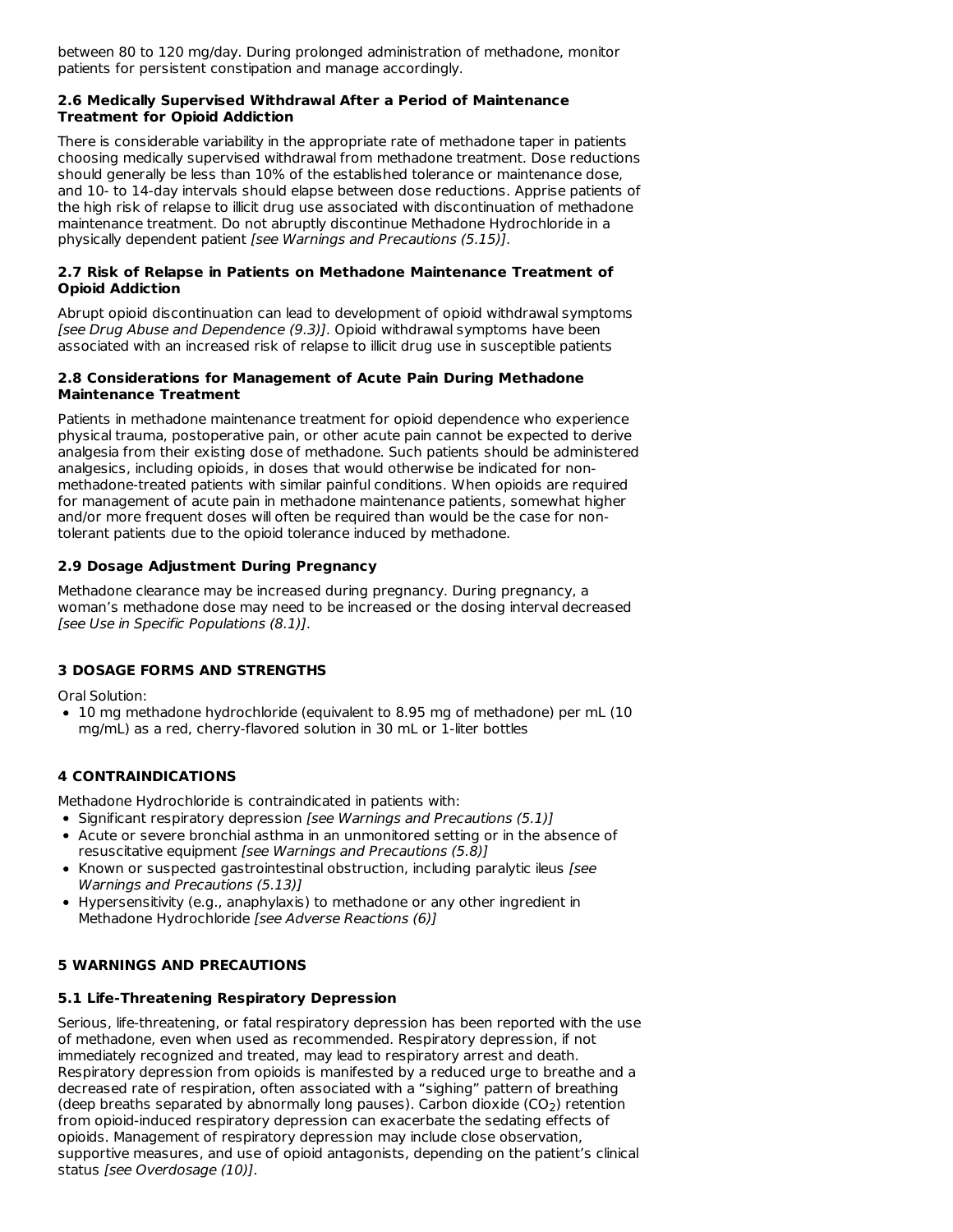between 80 to 120 mg/day. During prolonged administration of methadone, monitor patients for persistent constipation and manage accordingly.

### 2.6 Medically Supervised Withdrawal After a Period of Maintenance Treatment for Opioid Addiction

There is considerable variability in the appropriate rate of methadone taper in patients choosing medically supervised withdrawal from methadone treatment. Dose reductions should generally be less than 10% of the established tolerance or maintenance dose, and 10- to 14-day intervals should elapse between dose reductions. Apprise patients of the high risk of relapse to illicit drug use associated with discontinuation of methadone maintenance treatment. Do not abruptly discontinue Methadone Hydrochloride in a physically dependent patient *[see Warnings and Precautions (5.15)]*.

### 2.7 Risk of Relapse in Patients on Methadone Maintenance Treatment of Opioid Addiction

Abrupt opioid discontinuation can lead to development of opioid withdrawal symptoms *[see Drug Abuse and Dependence (9.3)]*. Opioid withdrawal symptoms have been associated with an increased risk of relapse to illicit drug use in susceptible patients

### 2.8 Considerations for Management of Acute Pain During Methadone Maintenance Treatment

Patients in methadone maintenance treatment for opioid dependence who experience physical trauma, postoperative pain, or other acute pain cannot be expected to derive analgesia from their existing dose of methadone. Such patients should be administered analgesics, including opioids, in doses that would otherwise be indicated for non-methadone-treated patients with similar painful conditions. When opioids are required for management of acute pain in methadone maintenance patients, somewhat higher and/or more frequent doses will often be required than would be the case for non-tolerant patients due to the opioid tolerance induced by methadone.

### 2.9 Dosage Adjustment During Pregnancy

Methadone clearance may be increased during pregnancy. During pregnancy, a woman's methadone dose may need to be increased or the dosing interval decreased *[see Use in Specific Populations (8.1)]*.

## 3 DOSAGE FORMS AND STRENGTHS

Oral Solution:

- 10 mg methadone hydrochloride (equivalent to 8.95 mg of methadone) per mL (10 mg/mL) as a red, cherry-flavored solution in 30 mL or 1-liter bottles

## 4 CONTRAINDICATIONS

Methadone Hydrochloride is contraindicated in patients with:

- Significant respiratory depression *[see Warnings and Precautions (5.1)]*
- Acute or severe bronchial asthma in an unmonitored setting or in the absence of resuscitative equipment *[see Warnings and Precautions (5.8)]*
- Known or suspected gastrointestinal obstruction, including paralytic ileus *[see Warnings and Precautions (5.13)]*
- Hypersensitivity (e.g., anaphylaxis) to methadone or any other ingredient in Methadone Hydrochloride *[see Adverse Reactions (6)]*

## 5 WARNINGS AND PRECAUTIONS

### 5.1 Life-Threatening Respiratory Depression

Serious, life-threatening, or fatal respiratory depression has been reported with the use of methadone, even when used as recommended. Respiratory depression, if not immediately recognized and treated, may lead to respiratory arrest and death. Respiratory depression from opioids is manifested by a reduced urge to breathe and a decreased rate of respiration, often associated with a "sighing" pattern of breathing (deep breaths separated by abnormally long pauses). Carbon dioxide ($CO_2$) retention from opioid-induced respiratory depression can exacerbate the sedating effects of opioids. Management of respiratory depression may include close observation, supportive measures, and use of opioid antagonists, depending on the patient's clinical status *[see Overdosage (10)]*.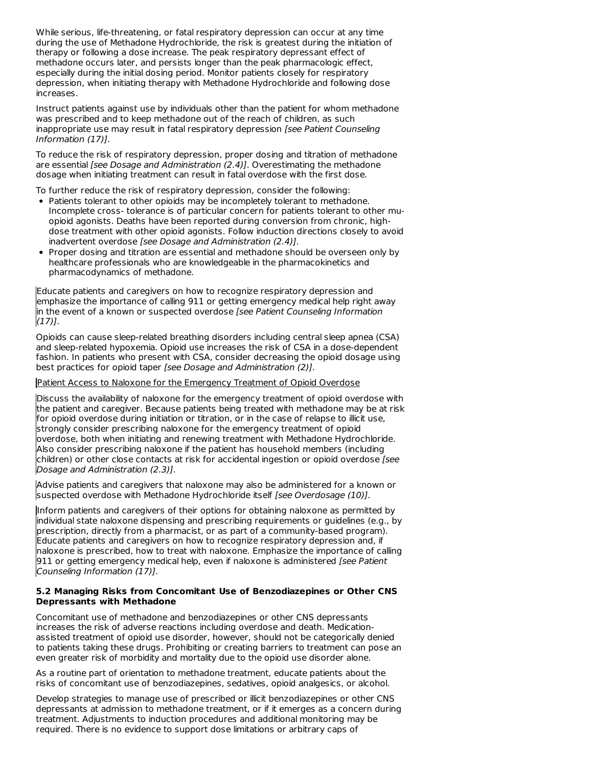While serious, life-threatening, or fatal respiratory depression can occur at any time during the use of Methadone Hydrochloride, the risk is greatest during the initiation of therapy or following a dose increase. The peak respiratory depressant effect of methadone occurs later, and persists longer than the peak pharmacologic effect, especially during the initial dosing period. Monitor patients closely for respiratory depression, when initiating therapy with Methadone Hydrochloride and following dose increases.

Instruct patients against use by individuals other than the patient for whom methadone was prescribed and to keep methadone out of the reach of children, as such inappropriate use may result in fatal respiratory depression *[see Patient Counseling Information (17)]*.

To reduce the risk of respiratory depression, proper dosing and titration of methadone are essential *[see Dosage and Administration (2.4)]*. Overestimating the methadone dosage when initiating treatment can result in fatal overdose with the first dose.

To further reduce the risk of respiratory depression, consider the following:

- Patients tolerant to other opioids may be incompletely tolerant to methadone. Incomplete cross- tolerance is of particular concern for patients tolerant to other mu-opioid agonists. Deaths have been reported during conversion from chronic, high-dose treatment with other opioid agonists. Follow induction directions closely to avoid inadvertent overdose *[see Dosage and Administration (2.4)]*.
- Proper dosing and titration are essential and methadone should be overseen only by healthcare professionals who are knowledgeable in the pharmacokinetics and pharmacodynamics of methadone.

Educate patients and caregivers on how to recognize respiratory depression and emphasize the importance of calling 911 or getting emergency medical help right away in the event of a known or suspected overdose *[see Patient Counseling Information (17)]*.

Opioids can cause sleep-related breathing disorders including central sleep apnea (CSA) and sleep-related hypoxemia. Opioid use increases the risk of CSA in a dose-dependent fashion. In patients who present with CSA, consider decreasing the opioid dosage using best practices for opioid taper *[see Dosage and Administration (2)]*.

Patient Access to Naloxone for the Emergency Treatment of Opioid Overdose

Discuss the availability of naloxone for the emergency treatment of opioid overdose with the patient and caregiver. Because patients being treated with methadone may be at risk for opioid overdose during initiation or titration, or in the case of relapse to illicit use, strongly consider prescribing naloxone for the emergency treatment of opioid overdose, both when initiating and renewing treatment with Methadone Hydrochloride. Also consider prescribing naloxone if the patient has household members (including children) or other close contacts at risk for accidental ingestion or opioid overdose *[see Dosage and Administration (2.3)]*.

Advise patients and caregivers that naloxone may also be administered for a known or suspected overdose with Methadone Hydrochloride itself *[see Overdosage (10)]*.

Inform patients and caregivers of their options for obtaining naloxone as permitted by individual state naloxone dispensing and prescribing requirements or guidelines (e.g., by prescription, directly from a pharmacist, or as part of a community-based program). Educate patients and caregivers on how to recognize respiratory depression and, if naloxone is prescribed, how to treat with naloxone. Emphasize the importance of calling 911 or getting emergency medical help, even if naloxone is administered *[see Patient Counseling Information (17)]*.

**5.2 Managing Risks from Concomitant Use of Benzodiazepines or Other CNS Depressants with Methadone**

Concomitant use of methadone and benzodiazepines or other CNS depressants increases the risk of adverse reactions including overdose and death. Medication-assisted treatment of opioid use disorder, however, should not be categorically denied to patients taking these drugs. Prohibiting or creating barriers to treatment can pose an even greater risk of morbidity and mortality due to the opioid use disorder alone.

As a routine part of orientation to methadone treatment, educate patients about the risks of concomitant use of benzodiazepines, sedatives, opioid analgesics, or alcohol.

Develop strategies to manage use of prescribed or illicit benzodiazepines or other CNS depressants at admission to methadone treatment, or if it emerges as a concern during treatment. Adjustments to induction procedures and additional monitoring may be required. There is no evidence to support dose limitations or arbitrary caps of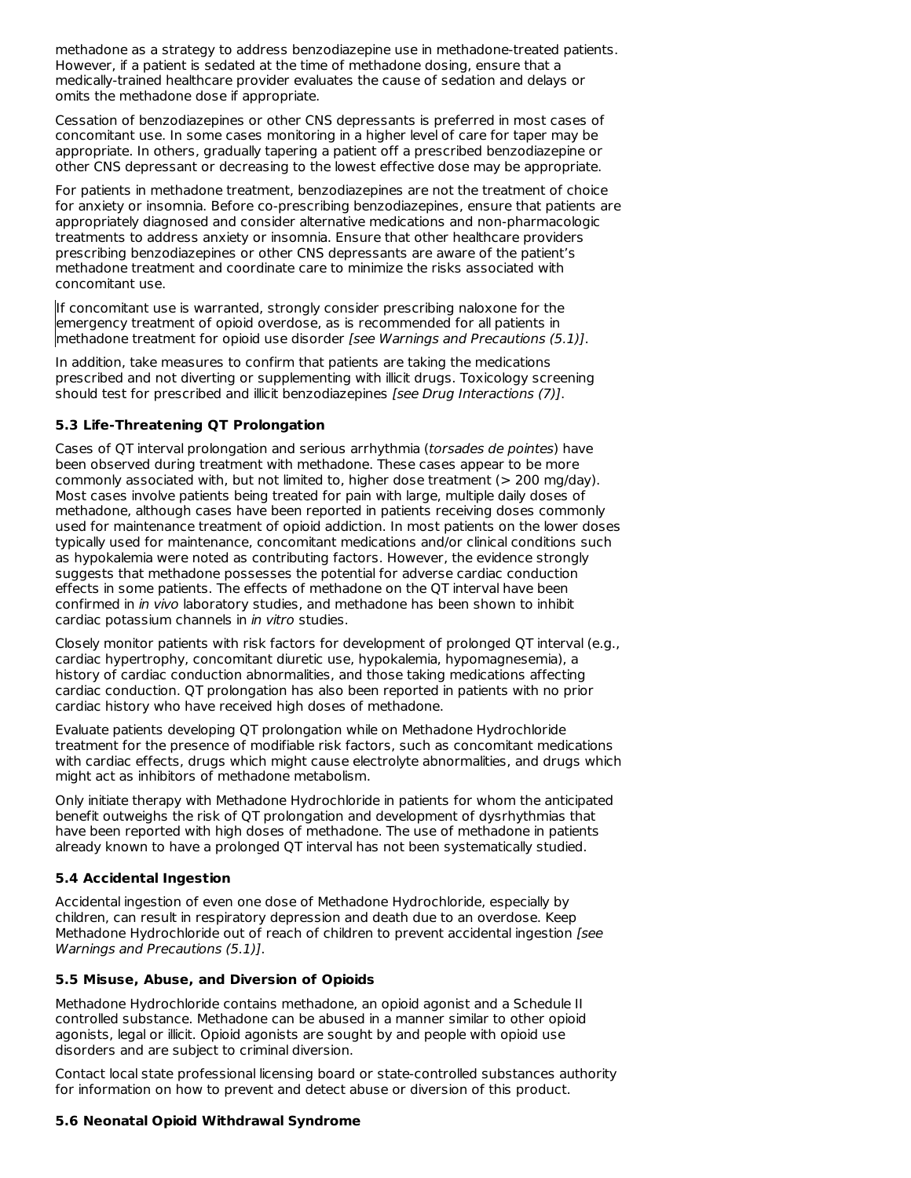methadone as a strategy to address benzodiazepine use in methadone-treated patients. However, if a patient is sedated at the time of methadone dosing, ensure that a medically-trained healthcare provider evaluates the cause of sedation and delays or omits the methadone dose if appropriate.

Cessation of benzodiazepines or other CNS depressants is preferred in most cases of concomitant use. In some cases monitoring in a higher level of care for taper may be appropriate. In others, gradually tapering a patient off a prescribed benzodiazepine or other CNS depressant or decreasing to the lowest effective dose may be appropriate.

For patients in methadone treatment, benzodiazepines are not the treatment of choice for anxiety or insomnia. Before co-prescribing benzodiazepines, ensure that patients are appropriately diagnosed and consider alternative medications and non-pharmacologic treatments to address anxiety or insomnia. Ensure that other healthcare providers prescribing benzodiazepines or other CNS depressants are aware of the patient's methadone treatment and coordinate care to minimize the risks associated with concomitant use.

If concomitant use is warranted, strongly consider prescribing naloxone for the emergency treatment of opioid overdose, as is recommended for all patients in methadone treatment for opioid use disorder *[see Warnings and Precautions (5.1)]*.

In addition, take measures to confirm that patients are taking the medications prescribed and not diverting or supplementing with illicit drugs. Toxicology screening should test for prescribed and illicit benzodiazepines *[see Drug Interactions (7)]*.

### 5.3 Life-Threatening QT Prolongation

Cases of QT interval prolongation and serious arrhythmia (*torsades de pointes*) have been observed during treatment with methadone. These cases appear to be more commonly associated with, but not limited to, higher dose treatment (> 200 mg/day). Most cases involve patients being treated for pain with large, multiple daily doses of methadone, although cases have been reported in patients receiving doses commonly used for maintenance treatment of opioid addiction. In most patients on the lower doses typically used for maintenance, concomitant medications and/or clinical conditions such as hypokalemia were noted as contributing factors. However, the evidence strongly suggests that methadone possesses the potential for adverse cardiac conduction effects in some patients. The effects of methadone on the QT interval have been confirmed in *in vivo* laboratory studies, and methadone has been shown to inhibit cardiac potassium channels in *in vitro* studies.

Closely monitor patients with risk factors for development of prolonged QT interval (e.g., cardiac hypertrophy, concomitant diuretic use, hypokalemia, hypomagnesemia), a history of cardiac conduction abnormalities, and those taking medications affecting cardiac conduction. QT prolongation has also been reported in patients with no prior cardiac history who have received high doses of methadone.

Evaluate patients developing QT prolongation while on Methadone Hydrochloride treatment for the presence of modifiable risk factors, such as concomitant medications with cardiac effects, drugs which might cause electrolyte abnormalities, and drugs which might act as inhibitors of methadone metabolism.

Only initiate therapy with Methadone Hydrochloride in patients for whom the anticipated benefit outweighs the risk of QT prolongation and development of dysrhythmias that have been reported with high doses of methadone. The use of methadone in patients already known to have a prolonged QT interval has not been systematically studied.

### 5.4 Accidental Ingestion

Accidental ingestion of even one dose of Methadone Hydrochloride, especially by children, can result in respiratory depression and death due to an overdose. Keep Methadone Hydrochloride out of reach of children to prevent accidental ingestion *[see Warnings and Precautions (5.1)]*.

### 5.5 Misuse, Abuse, and Diversion of Opioids

Methadone Hydrochloride contains methadone, an opioid agonist and a Schedule II controlled substance. Methadone can be abused in a manner similar to other opioid agonists, legal or illicit. Opioid agonists are sought by and people with opioid use disorders and are subject to criminal diversion.

Contact local state professional licensing board or state-controlled substances authority for information on how to prevent and detect abuse or diversion of this product.

### 5.6 Neonatal Opioid Withdrawal Syndrome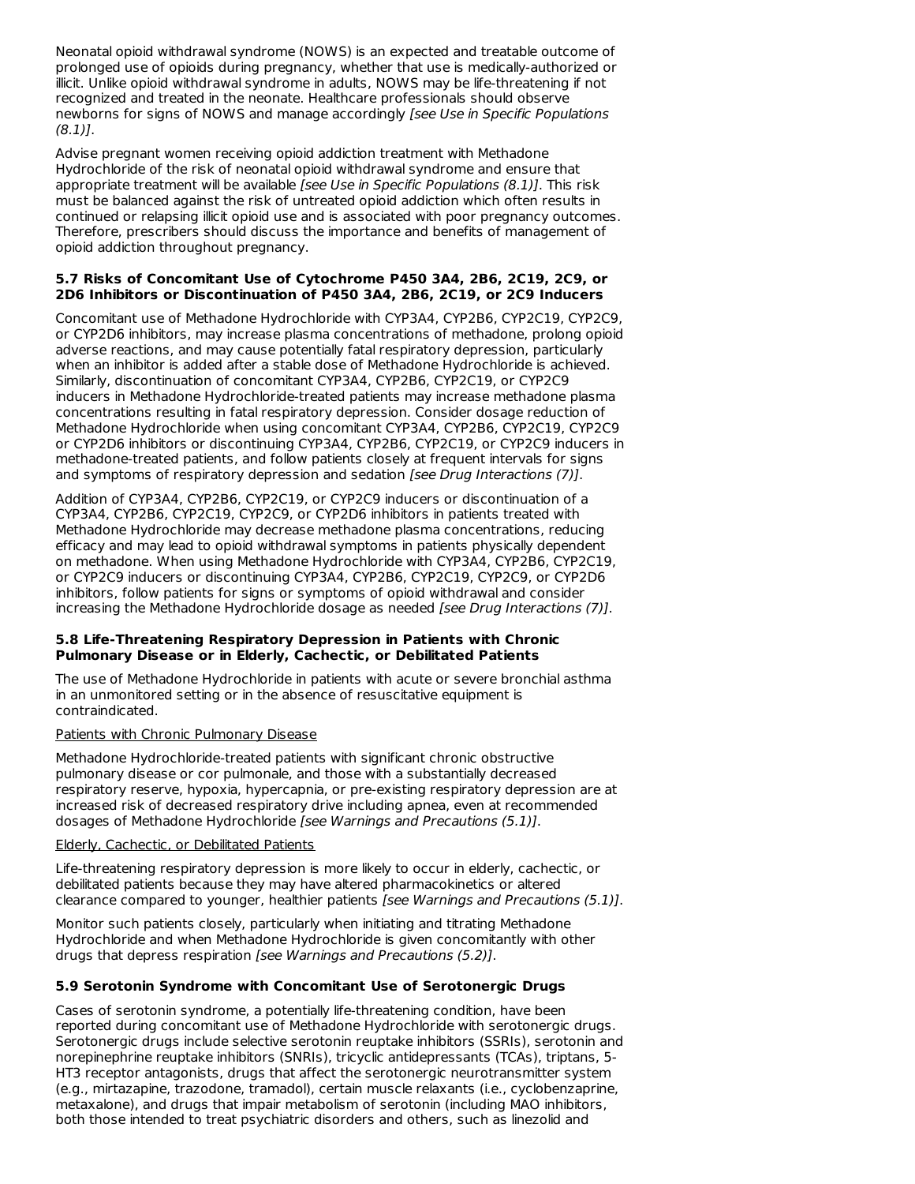Neonatal opioid withdrawal syndrome (NOWS) is an expected and treatable outcome of prolonged use of opioids during pregnancy, whether that use is medically-authorized or illicit. Unlike opioid withdrawal syndrome in adults, NOWS may be life-threatening if not recognized and treated in the neonate. Healthcare professionals should observe newborns for signs of NOWS and manage accordingly *[see Use in Specific Populations (8.1)]*.

Advise pregnant women receiving opioid addiction treatment with Methadone Hydrochloride of the risk of neonatal opioid withdrawal syndrome and ensure that appropriate treatment will be available *[see Use in Specific Populations (8.1)]*. This risk must be balanced against the risk of untreated opioid addiction which often results in continued or relapsing illicit opioid use and is associated with poor pregnancy outcomes. Therefore, prescribers should discuss the importance and benefits of management of opioid addiction throughout pregnancy.

### 5.7 Risks of Concomitant Use of Cytochrome P450 3A4, 2B6, 2C19, 2C9, or 2D6 Inhibitors or Discontinuation of P450 3A4, 2B6, 2C19, or 2C9 Inducers

Concomitant use of Methadone Hydrochloride with CYP3A4, CYP2B6, CYP2C19, CYP2C9, or CYP2D6 inhibitors, may increase plasma concentrations of methadone, prolong opioid adverse reactions, and may cause potentially fatal respiratory depression, particularly when an inhibitor is added after a stable dose of Methadone Hydrochloride is achieved. Similarly, discontinuation of concomitant CYP3A4, CYP2B6, CYP2C19, or CYP2C9 inducers in Methadone Hydrochloride-treated patients may increase methadone plasma concentrations resulting in fatal respiratory depression. Consider dosage reduction of Methadone Hydrochloride when using concomitant CYP3A4, CYP2B6, CYP2C19, CYP2C9 or CYP2D6 inhibitors or discontinuing CYP3A4, CYP2B6, CYP2C19, or CYP2C9 inducers in methadone-treated patients, and follow patients closely at frequent intervals for signs and symptoms of respiratory depression and sedation *[see Drug Interactions (7)]*.

Addition of CYP3A4, CYP2B6, CYP2C19, or CYP2C9 inducers or discontinuation of a CYP3A4, CYP2B6, CYP2C19, CYP2C9, or CYP2D6 inhibitors in patients treated with Methadone Hydrochloride may decrease methadone plasma concentrations, reducing efficacy and may lead to opioid withdrawal symptoms in patients physically dependent on methadone. When using Methadone Hydrochloride with CYP3A4, CYP2B6, CYP2C19, or CYP2C9 inducers or discontinuing CYP3A4, CYP2B6, CYP2C19, CYP2C9, or CYP2D6 inhibitors, follow patients for signs or symptoms of opioid withdrawal and consider increasing the Methadone Hydrochloride dosage as needed *[see Drug Interactions (7)]*.

### 5.8 Life-Threatening Respiratory Depression in Patients with Chronic Pulmonary Disease or in Elderly, Cachectic, or Debilitated Patients

The use of Methadone Hydrochloride in patients with acute or severe bronchial asthma in an unmonitored setting or in the absence of resuscitative equipment is contraindicated.

Patients with Chronic Pulmonary Disease

Methadone Hydrochloride-treated patients with significant chronic obstructive pulmonary disease or cor pulmonale, and those with a substantially decreased respiratory reserve, hypoxia, hypercapnia, or pre-existing respiratory depression are at increased risk of decreased respiratory drive including apnea, even at recommended dosages of Methadone Hydrochloride *[see Warnings and Precautions (5.1)]*.

Elderly, Cachectic, or Debilitated Patients

Life-threatening respiratory depression is more likely to occur in elderly, cachectic, or debilitated patients because they may have altered pharmacokinetics or altered clearance compared to younger, healthier patients *[see Warnings and Precautions (5.1)]*.

Monitor such patients closely, particularly when initiating and titrating Methadone Hydrochloride and when Methadone Hydrochloride is given concomitantly with other drugs that depress respiration *[see Warnings and Precautions (5.2)]*.

### 5.9 Serotonin Syndrome with Concomitant Use of Serotonergic Drugs

Cases of serotonin syndrome, a potentially life-threatening condition, have been reported during concomitant use of Methadone Hydrochloride with serotonergic drugs. Serotonergic drugs include selective serotonin reuptake inhibitors (SSRIs), serotonin and norepinephrine reuptake inhibitors (SNRIs), tricyclic antidepressants (TCAs), triptans, 5-HT3 receptor antagonists, drugs that affect the serotonergic neurotransmitter system (e.g., mirtazapine, trazodone, tramadol), certain muscle relaxants (i.e., cyclobenzaprine, metaxalone), and drugs that impair metabolism of serotonin (including MAO inhibitors, both those intended to treat psychiatric disorders and others, such as linezolid and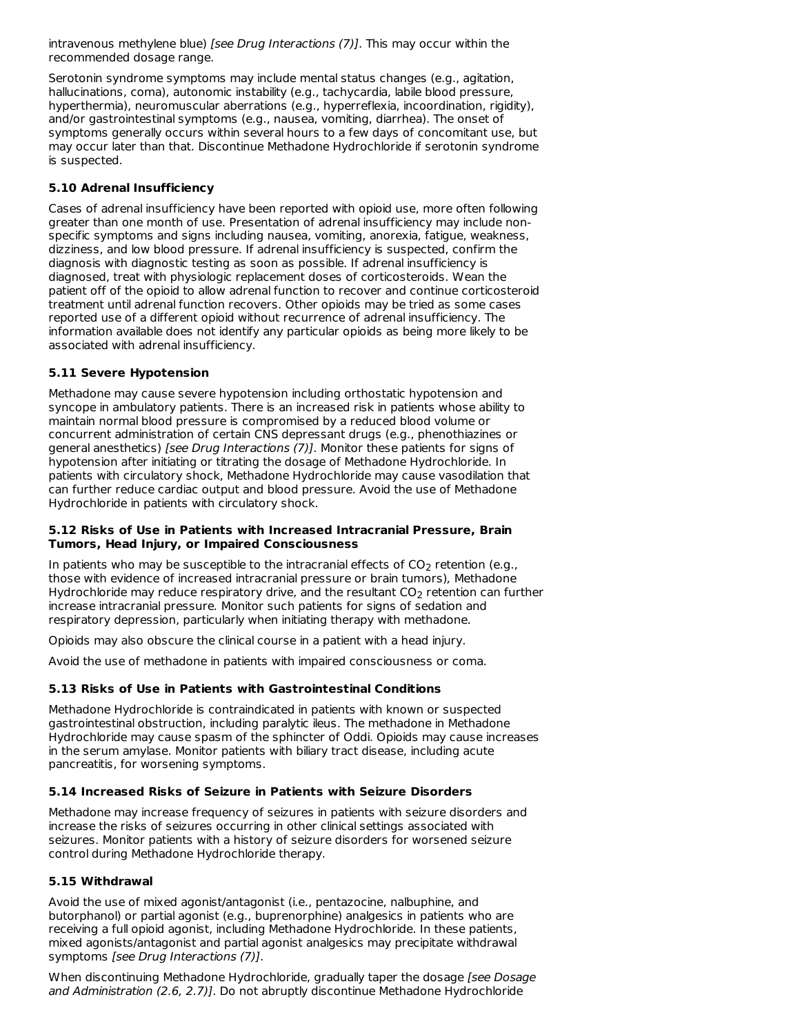intravenous methylene blue) *[see Drug Interactions (7)]*. This may occur within the recommended dosage range.

Serotonin syndrome symptoms may include mental status changes (e.g., agitation, hallucinations, coma), autonomic instability (e.g., tachycardia, labile blood pressure, hyperthermia), neuromuscular aberrations (e.g., hyperreflexia, incoordination, rigidity), and/or gastrointestinal symptoms (e.g., nausea, vomiting, diarrhea). The onset of symptoms generally occurs within several hours to a few days of concomitant use, but may occur later than that. Discontinue Methadone Hydrochloride if serotonin syndrome is suspected.

### 5.10 Adrenal Insufficiency

Cases of adrenal insufficiency have been reported with opioid use, more often following greater than one month of use. Presentation of adrenal insufficiency may include non-specific symptoms and signs including nausea, vomiting, anorexia, fatigue, weakness, dizziness, and low blood pressure. If adrenal insufficiency is suspected, confirm the diagnosis with diagnostic testing as soon as possible. If adrenal insufficiency is diagnosed, treat with physiologic replacement doses of corticosteroids. Wean the patient off of the opioid to allow adrenal function to recover and continue corticosteroid treatment until adrenal function recovers. Other opioids may be tried as some cases reported use of a different opioid without recurrence of adrenal insufficiency. The information available does not identify any particular opioids as being more likely to be associated with adrenal insufficiency.

### 5.11 Severe Hypotension

Methadone may cause severe hypotension including orthostatic hypotension and syncope in ambulatory patients. There is an increased risk in patients whose ability to maintain normal blood pressure is compromised by a reduced blood volume or concurrent administration of certain CNS depressant drugs (e.g., phenothiazines or general anesthetics) *[see Drug Interactions (7)]*. Monitor these patients for signs of hypotension after initiating or titrating the dosage of Methadone Hydrochloride. In patients with circulatory shock, Methadone Hydrochloride may cause vasodilation that can further reduce cardiac output and blood pressure. Avoid the use of Methadone Hydrochloride in patients with circulatory shock.

### 5.12 Risks of Use in Patients with Increased Intracranial Pressure, Brain Tumors, Head Injury, or Impaired Consciousness

In patients who may be susceptible to the intracranial effects of $CO_2$ retention (e.g., those with evidence of increased intracranial pressure or brain tumors), Methadone Hydrochloride may reduce respiratory drive, and the resultant $CO_2$ retention can further increase intracranial pressure. Monitor such patients for signs of sedation and respiratory depression, particularly when initiating therapy with methadone.

Opioids may also obscure the clinical course in a patient with a head injury.

Avoid the use of methadone in patients with impaired consciousness or coma.

### 5.13 Risks of Use in Patients with Gastrointestinal Conditions

Methadone Hydrochloride is contraindicated in patients with known or suspected gastrointestinal obstruction, including paralytic ileus. The methadone in Methadone Hydrochloride may cause spasm of the sphincter of Oddi. Opioids may cause increases in the serum amylase. Monitor patients with biliary tract disease, including acute pancreatitis, for worsening symptoms.

### 5.14 Increased Risks of Seizure in Patients with Seizure Disorders

Methadone may increase frequency of seizures in patients with seizure disorders and increase the risks of seizures occurring in other clinical settings associated with seizures. Monitor patients with a history of seizure disorders for worsened seizure control during Methadone Hydrochloride therapy.

### 5.15 Withdrawal

Avoid the use of mixed agonist/antagonist (i.e., pentazocine, nalbuphine, and butorphanol) or partial agonist (e.g., buprenorphine) analgesics in patients who are receiving a full opioid agonist, including Methadone Hydrochloride. In these patients, mixed agonists/antagonist and partial agonist analgesics may precipitate withdrawal symptoms *[see Drug Interactions (7)]*.

When discontinuing Methadone Hydrochloride, gradually taper the dosage *[see Dosage and Administration (2.6, 2.7)]*. Do not abruptly discontinue Methadone Hydrochloride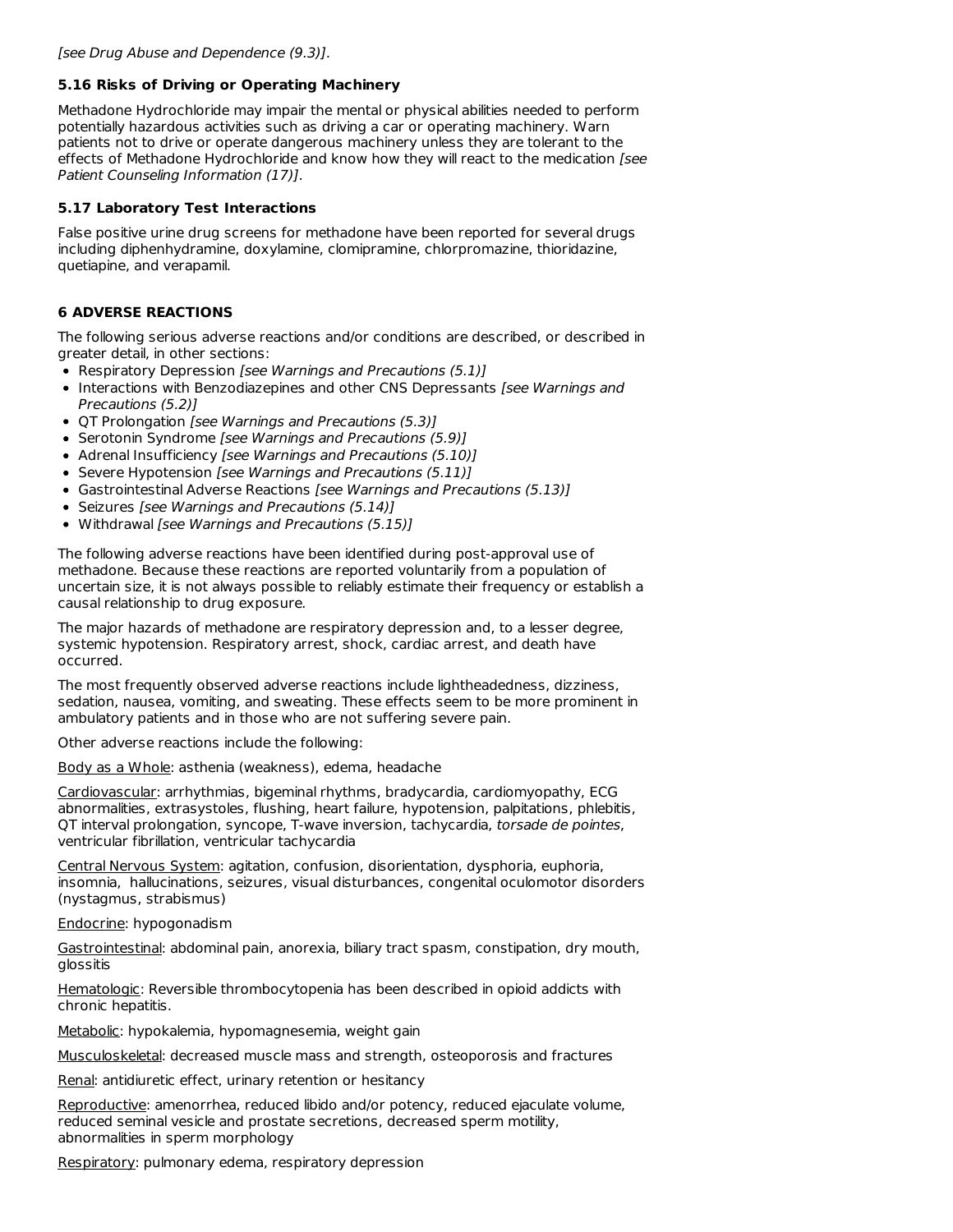*[see Drug Abuse and Dependence (9.3)]*.

### 5.16 Risks of Driving or Operating Machinery

Methadone Hydrochloride may impair the mental or physical abilities needed to perform potentially hazardous activities such as driving a car or operating machinery. Warn patients not to drive or operate dangerous machinery unless they are tolerant to the effects of Methadone Hydrochloride and know how they will react to the medication *[see Patient Counseling Information (17)]*.

### 5.17 Laboratory Test Interactions

False positive urine drug screens for methadone have been reported for several drugs including diphenhydramine, doxylamine, clomipramine, chlorpromazine, thioridazine, quetiapine, and verapamil.

## 6 ADVERSE REACTIONS

The following serious adverse reactions and/or conditions are described, or described in greater detail, in other sections:

- Respiratory Depression *[see Warnings and Precautions (5.1)]*
- Interactions with Benzodiazepines and other CNS Depressants *[see Warnings and Precautions (5.2)]*
- QT Prolongation *[see Warnings and Precautions (5.3)]*
- Serotonin Syndrome *[see Warnings and Precautions (5.9)]*
- Adrenal Insufficiency *[see Warnings and Precautions (5.10)]*
- Severe Hypotension *[see Warnings and Precautions (5.11)]*
- Gastrointestinal Adverse Reactions *[see Warnings and Precautions (5.13)]*
- Seizures *[see Warnings and Precautions (5.14)]*
- Withdrawal *[see Warnings and Precautions (5.15)]*

The following adverse reactions have been identified during post-approval use of methadone. Because these reactions are reported voluntarily from a population of uncertain size, it is not always possible to reliably estimate their frequency or establish a causal relationship to drug exposure.

The major hazards of methadone are respiratory depression and, to a lesser degree, systemic hypotension. Respiratory arrest, shock, cardiac arrest, and death have occurred.

The most frequently observed adverse reactions include lightheadedness, dizziness, sedation, nausea, vomiting, and sweating. These effects seem to be more prominent in ambulatory patients and in those who are not suffering severe pain.

Other adverse reactions include the following:

Body as a Whole: asthenia (weakness), edema, headache

Cardiovascular: arrhythmias, bigeminal rhythms, bradycardia, cardiomyopathy, ECG abnormalities, extrasystoles, flushing, heart failure, hypotension, palpitations, phlebitis, QT interval prolongation, syncope, T-wave inversion, tachycardia, *torsade de pointes*, ventricular fibrillation, ventricular tachycardia

Central Nervous System: agitation, confusion, disorientation, dysphoria, euphoria, insomnia, hallucinations, seizures, visual disturbances, congenital oculomotor disorders (nystagmus, strabismus)

Endocrine: hypogonadism

Gastrointestinal: abdominal pain, anorexia, biliary tract spasm, constipation, dry mouth, glossitis

Hematologic: Reversible thrombocytopenia has been described in opioid addicts with chronic hepatitis.

Metabolic: hypokalemia, hypomagnesemia, weight gain

Musculoskeletal: decreased muscle mass and strength, osteoporosis and fractures

Renal: antidiuretic effect, urinary retention or hesitancy

Reproductive: amenorrhea, reduced libido and/or potency, reduced ejaculate volume, reduced seminal vesicle and prostate secretions, decreased sperm motility, abnormalities in sperm morphology

Respiratory: pulmonary edema, respiratory depression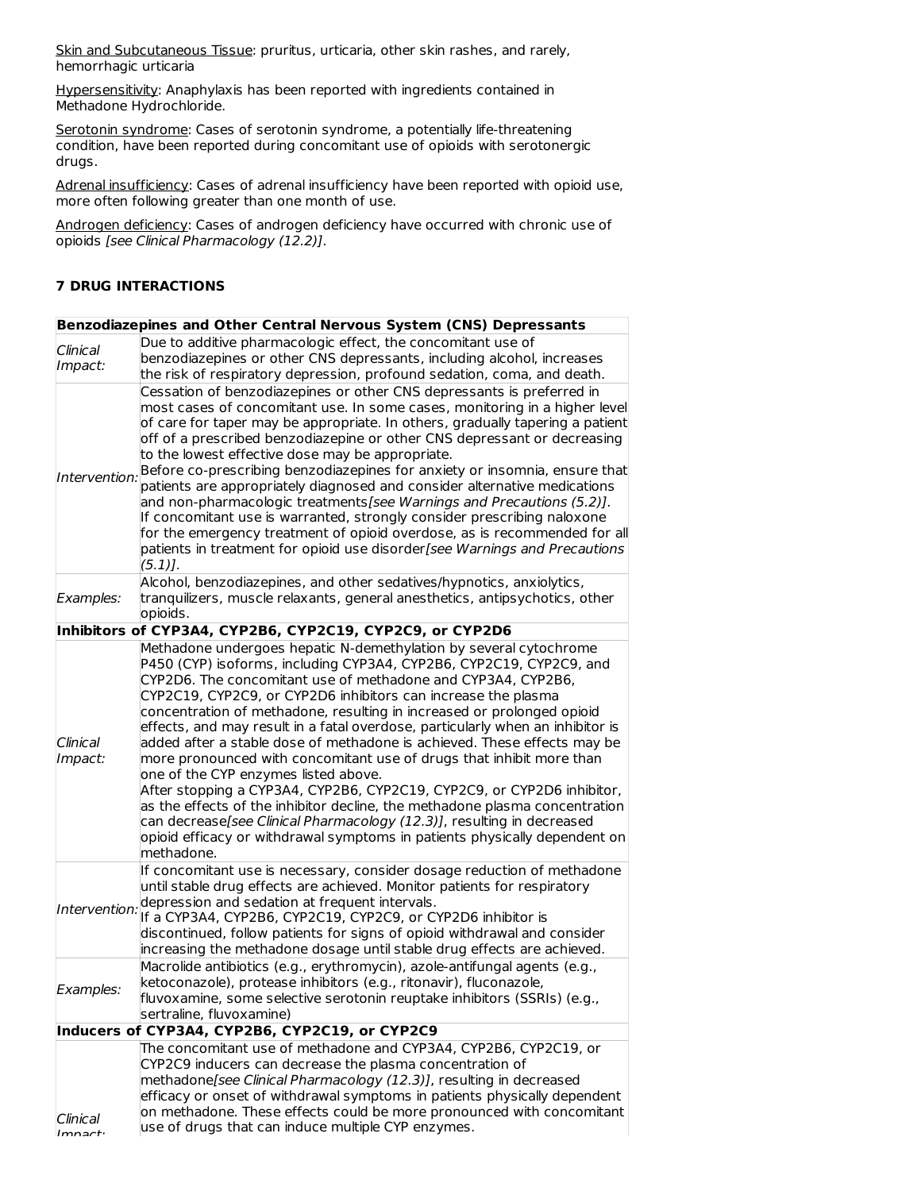Skin and Subcutaneous Tissue: pruritus, urticaria, other skin rashes, and rarely, hemorrhagic urticaria

Hypersensitivity: Anaphylaxis has been reported with ingredients contained in Methadone Hydrochloride.

Serotonin syndrome: Cases of serotonin syndrome, a potentially life-threatening condition, have been reported during concomitant use of opioids with serotonergic drugs.

Adrenal insufficiency: Cases of adrenal insufficiency have been reported with opioid use, more often following greater than one month of use.

Androgen deficiency: Cases of androgen deficiency have occurred with chronic use of opioids *[see Clinical Pharmacology (12.2)]*.

## 7 DRUG INTERACTIONS

| **Benzodiazepines and Other Central Nervous System (CNS) Depressants** | |
|---|---|
| *Clinical Impact:* | Due to additive pharmacologic effect, the concomitant use of benzodiazepines or other CNS depressants, including alcohol, increases the risk of respiratory depression, profound sedation, coma, and death. |
| *Intervention:* | Cessation of benzodiazepines or other CNS depressants is preferred in most cases of concomitant use. In some cases, monitoring in a higher level of care for taper may be appropriate. In others, gradually tapering a patient off of a prescribed benzodiazepine or other CNS depressant or decreasing to the lowest effective dose may be appropriate. Before co-prescribing benzodiazepines for anxiety or insomnia, ensure that patients are appropriately diagnosed and consider alternative medications and non-pharmacologic treatments *[see Warnings and Precautions (5.2)]*. If concomitant use is warranted, strongly consider prescribing naloxone for the emergency treatment of opioid overdose, as is recommended for all patients in treatment for opioid use disorder *[see Warnings and Precautions (5.1)]*. |
| *Examples:* | Alcohol, benzodiazepines, and other sedatives/hypnotics, anxiolytics, tranquilizers, muscle relaxants, general anesthetics, antipsychotics, other opioids. |
| **Inhibitors of CYP3A4, CYP2B6, CYP2C19, CYP2C9, or CYP2D6** | |
| *Clinical Impact:* | Methadone undergoes hepatic N-demethylation by several cytochrome P450 (CYP) isoforms, including CYP3A4, CYP2B6, CYP2C19, CYP2C9, and CYP2D6. The concomitant use of methadone and CYP3A4, CYP2B6, CYP2C19, CYP2C9, or CYP2D6 inhibitors can increase the plasma concentration of methadone, resulting in increased or prolonged opioid effects, and may result in a fatal overdose, particularly when an inhibitor is added after a stable dose of methadone is achieved. These effects may be more pronounced with concomitant use of drugs that inhibit more than one of the CYP enzymes listed above. After stopping a CYP3A4, CYP2B6, CYP2C19, CYP2C9, or CYP2D6 inhibitor, as the effects of the inhibitor decline, the methadone plasma concentration can decrease *[see Clinical Pharmacology (12.3)]*, resulting in decreased opioid efficacy or withdrawal symptoms in patients physically dependent on methadone. |
| *Intervention:* | If concomitant use is necessary, consider dosage reduction of methadone until stable drug effects are achieved. Monitor patients for respiratory depression and sedation at frequent intervals. If a CYP3A4, CYP2B6, CYP2C19, CYP2C9, or CYP2D6 inhibitor is discontinued, follow patients for signs of opioid withdrawal and consider increasing the methadone dosage until stable drug effects are achieved. |
| *Examples:* | Macrolide antibiotics (e.g., erythromycin), azole-antifungal agents (e.g., ketoconazole), protease inhibitors (e.g., ritonavir), fluconazole, fluvoxamine, some selective serotonin reuptake inhibitors (SSRIs) (e.g., sertraline, fluvoxamine) |
| **Inducers of CYP3A4, CYP2B6, CYP2C19, or CYP2C9** | |
| *Clinical Impact:* | The concomitant use of methadone and CYP3A4, CYP2B6, CYP2C19, or CYP2C9 inducers can decrease the plasma concentration of methadone *[see Clinical Pharmacology (12.3)]*, resulting in decreased efficacy or onset of withdrawal symptoms in patients physically dependent on methadone. These effects could be more pronounced with concomitant use of drugs that can induce multiple CYP enzymes. |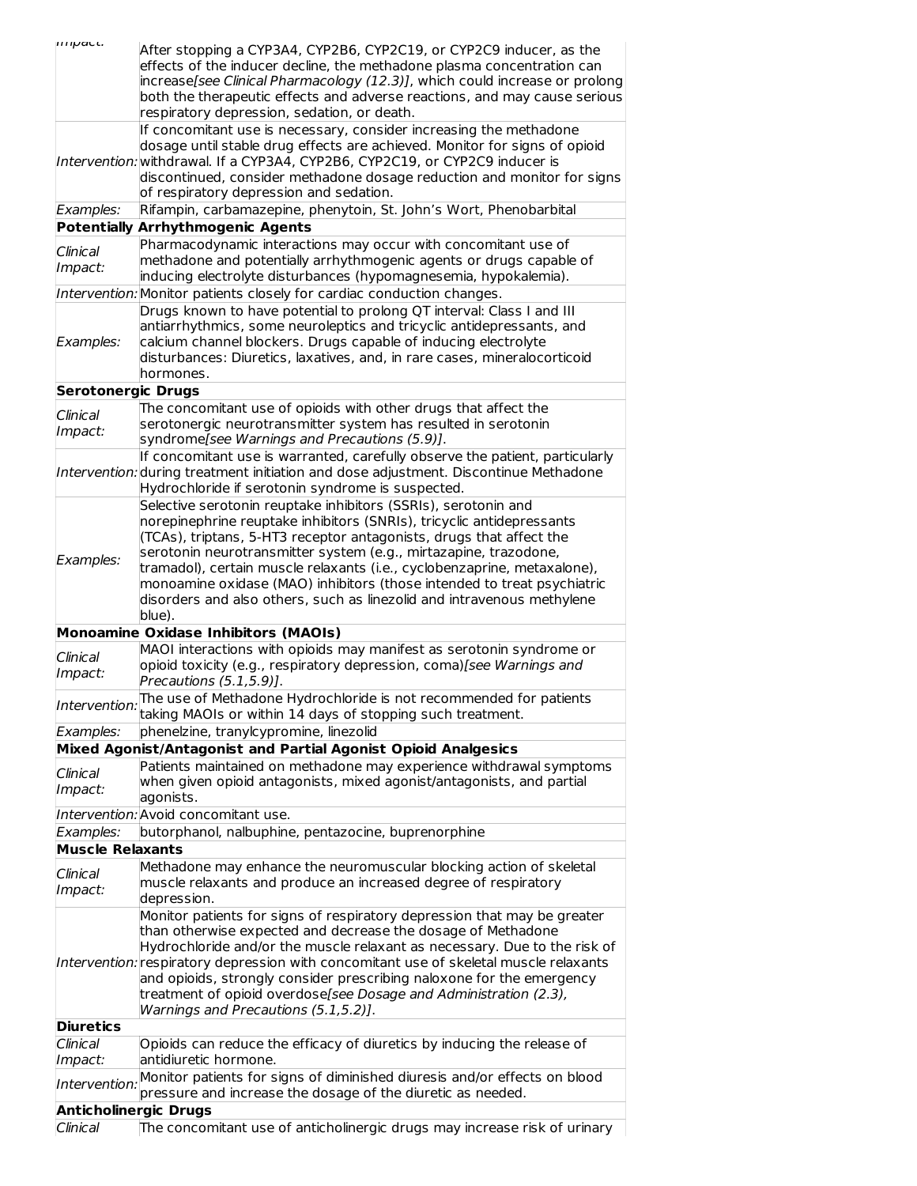| | |
|---|---|
| *Impact:* | After stopping a CYP3A4, CYP2B6, CYP2C19, or CYP2C9 inducer, as the effects of the inducer decline, the methadone plasma concentration can increase*[see Clinical Pharmacology (12.3)]*, which could increase or prolong both the therapeutic effects and adverse reactions, and may cause serious respiratory depression, sedation, or death. |
| *Intervention:* | If concomitant use is necessary, consider increasing the methadone dosage until stable drug effects are achieved. Monitor for signs of opioid withdrawal. If a CYP3A4, CYP2B6, CYP2C19, or CYP2C9 inducer is discontinued, consider methadone dosage reduction and monitor for signs of respiratory depression and sedation. |
| *Examples:* | Rifampin, carbamazepine, phenytoin, St. John's Wort, Phenobarbital |
| **Potentially Arrhythmogenic Agents** | |
| *Clinical Impact:* | Pharmacodynamic interactions may occur with concomitant use of methadone and potentially arrhythmogenic agents or drugs capable of inducing electrolyte disturbances (hypomagnesemia, hypokalemia). |
| *Intervention:* | Monitor patients closely for cardiac conduction changes. |
| *Examples:* | Drugs known to have potential to prolong QT interval: Class I and III antiarrhythmics, some neuroleptics and tricyclic antidepressants, and calcium channel blockers. Drugs capable of inducing electrolyte disturbances: Diuretics, laxatives, and, in rare cases, mineralocorticoid hormones. |
| **Serotonergic Drugs** | |
| *Clinical Impact:* | The concomitant use of opioids with other drugs that affect the serotonergic neurotransmitter system has resulted in serotonin syndrome*[see Warnings and Precautions (5.9)]*. |
| *Intervention:* | If concomitant use is warranted, carefully observe the patient, particularly during treatment initiation and dose adjustment. Discontinue Methadone Hydrochloride if serotonin syndrome is suspected. |
| *Examples:* | Selective serotonin reuptake inhibitors (SSRIs), serotonin and norepinephrine reuptake inhibitors (SNRIs), tricyclic antidepressants (TCAs), triptans, 5-HT3 receptor antagonists, drugs that affect the serotonin neurotransmitter system (e.g., mirtazapine, trazodone, tramadol), certain muscle relaxants (i.e., cyclobenzaprine, metaxalone), monoamine oxidase (MAO) inhibitors (those intended to treat psychiatric disorders and also others, such as linezolid and intravenous methylene blue). |
| **Monoamine Oxidase Inhibitors (MAOIs)** | |
| *Clinical Impact:* | MAOI interactions with opioids may manifest as serotonin syndrome or opioid toxicity (e.g., respiratory depression, coma)*[see Warnings and Precautions (5.1,5.9)]*. |
| *Intervention:* | The use of Methadone Hydrochloride is not recommended for patients taking MAOIs or within 14 days of stopping such treatment. |
| *Examples:* | phenelzine, tranylcypromine, linezolid |
| **Mixed Agonist/Antagonist and Partial Agonist Opioid Analgesics** | |
| *Clinical Impact:* | Patients maintained on methadone may experience withdrawal symptoms when given opioid antagonists, mixed agonist/antagonists, and partial agonists. |
| *Intervention:* | Avoid concomitant use. |
| *Examples:* | butorphanol, nalbuphine, pentazocine, buprenorphine |
| **Muscle Relaxants** | |
| *Clinical Impact:* | Methadone may enhance the neuromuscular blocking action of skeletal muscle relaxants and produce an increased degree of respiratory depression. |
| *Intervention:* | Monitor patients for signs of respiratory depression that may be greater than otherwise expected and decrease the dosage of Methadone Hydrochloride and/or the muscle relaxant as necessary. Due to the risk of respiratory depression with concomitant use of skeletal muscle relaxants and opioids, strongly consider prescribing naloxone for the emergency treatment of opioid overdose*[see Dosage and Administration (2.3), Warnings and Precautions (5.1,5.2)]*. |
| **Diuretics** | |
| *Clinical Impact:* | Opioids can reduce the efficacy of diuretics by inducing the release of antidiuretic hormone. |
| *Intervention:* | Monitor patients for signs of diminished diuresis and/or effects on blood pressure and increase the dosage of the diuretic as needed. |
| **Anticholinergic Drugs** | |
| *Clinical* | The concomitant use of anticholinergic drugs may increase risk of urinary |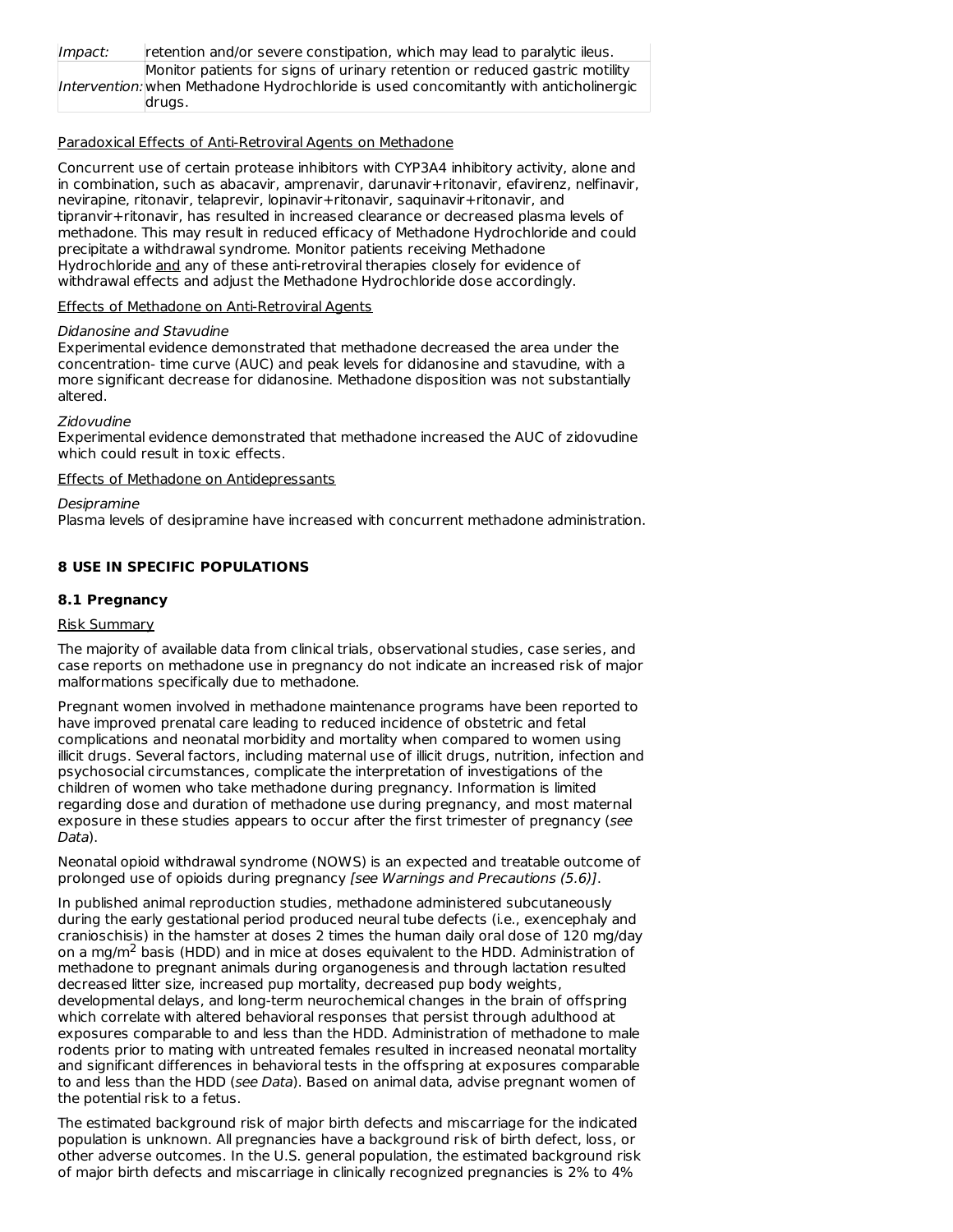| | |
|---|---|
| *Impact:* | retention and/or severe constipation, which may lead to paralytic ileus. |
| *Intervention:* | Monitor patients for signs of urinary retention or reduced gastric motility when Methadone Hydrochloride is used concomitantly with anticholinergic drugs. |

Paradoxical Effects of Anti-Retroviral Agents on Methadone

Concurrent use of certain protease inhibitors with CYP3A4 inhibitory activity, alone and in combination, such as abacavir, amprenavir, darunavir+ritonavir, efavirenz, nelfinavir, nevirapine, ritonavir, telaprevir, lopinavir+ritonavir, saquinavir+ritonavir, and tipranvir+ritonavir, has resulted in increased clearance or decreased plasma levels of methadone. This may result in reduced efficacy of Methadone Hydrochloride and could precipitate a withdrawal syndrome. Monitor patients receiving Methadone Hydrochloride and any of these anti-retroviral therapies closely for evidence of withdrawal effects and adjust the Methadone Hydrochloride dose accordingly.

Effects of Methadone on Anti-Retroviral Agents

*Didanosine and Stavudine*
Experimental evidence demonstrated that methadone decreased the area under the concentration- time curve (AUC) and peak levels for didanosine and stavudine, with a more significant decrease for didanosine. Methadone disposition was not substantially altered.

*Zidovudine*
Experimental evidence demonstrated that methadone increased the AUC of zidovudine which could result in toxic effects.

Effects of Methadone on Antidepressants

*Desipramine*
Plasma levels of desipramine have increased with concurrent methadone administration.

## 8 USE IN SPECIFIC POPULATIONS

### 8.1 Pregnancy

Risk Summary

The majority of available data from clinical trials, observational studies, case series, and case reports on methadone use in pregnancy do not indicate an increased risk of major malformations specifically due to methadone.

Pregnant women involved in methadone maintenance programs have been reported to have improved prenatal care leading to reduced incidence of obstetric and fetal complications and neonatal morbidity and mortality when compared to women using illicit drugs. Several factors, including maternal use of illicit drugs, nutrition, infection and psychosocial circumstances, complicate the interpretation of investigations of the children of women who take methadone during pregnancy. Information is limited regarding dose and duration of methadone use during pregnancy, and most maternal exposure in these studies appears to occur after the first trimester of pregnancy (*see Data*).

Neonatal opioid withdrawal syndrome (NOWS) is an expected and treatable outcome of prolonged use of opioids during pregnancy *[see Warnings and Precautions (5.6)]*.

In published animal reproduction studies, methadone administered subcutaneously during the early gestational period produced neural tube defects (i.e., exencephaly and cranioschisis) in the hamster at doses 2 times the human daily oral dose of 120 mg/day on a mg/m$^2$ basis (HDD) and in mice at doses equivalent to the HDD. Administration of methadone to pregnant animals during organogenesis and through lactation resulted decreased litter size, increased pup mortality, decreased pup body weights, developmental delays, and long-term neurochemical changes in the brain of offspring which correlate with altered behavioral responses that persist through adulthood at exposures comparable to and less than the HDD. Administration of methadone to male rodents prior to mating with untreated females resulted in increased neonatal mortality and significant differences in behavioral tests in the offspring at exposures comparable to and less than the HDD (*see Data*). Based on animal data, advise pregnant women of the potential risk to a fetus.

The estimated background risk of major birth defects and miscarriage for the indicated population is unknown. All pregnancies have a background risk of birth defect, loss, or other adverse outcomes. In the U.S. general population, the estimated background risk of major birth defects and miscarriage in clinically recognized pregnancies is 2% to 4%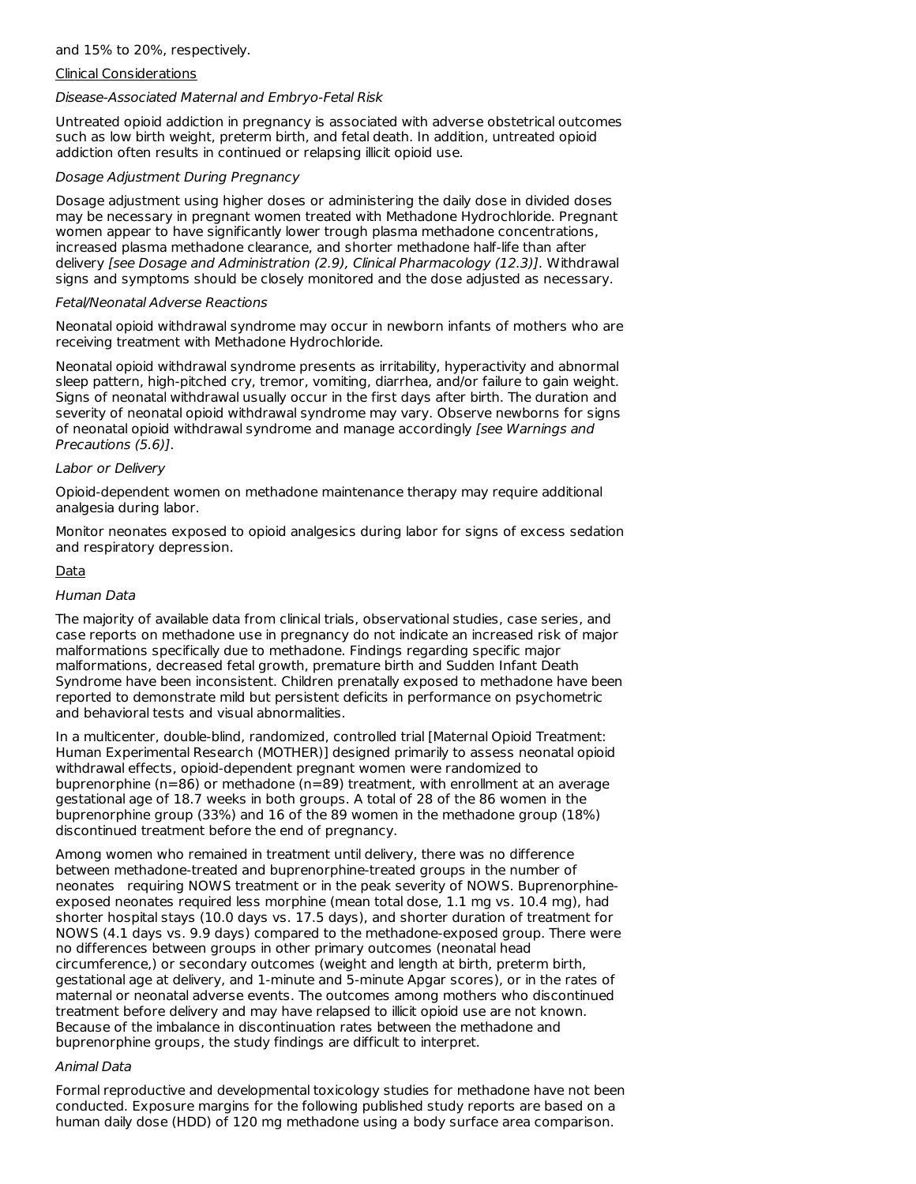and 15% to 20%, respectively.

Clinical Considerations

*Disease-Associated Maternal and Embryo-Fetal Risk*

Untreated opioid addiction in pregnancy is associated with adverse obstetrical outcomes such as low birth weight, preterm birth, and fetal death. In addition, untreated opioid addiction often results in continued or relapsing illicit opioid use.

*Dosage Adjustment During Pregnancy*

Dosage adjustment using higher doses or administering the daily dose in divided doses may be necessary in pregnant women treated with Methadone Hydrochloride. Pregnant women appear to have significantly lower trough plasma methadone concentrations, increased plasma methadone clearance, and shorter methadone half-life than after delivery *[see Dosage and Administration (2.9), Clinical Pharmacology (12.3)]*. Withdrawal signs and symptoms should be closely monitored and the dose adjusted as necessary.

*Fetal/Neonatal Adverse Reactions*

Neonatal opioid withdrawal syndrome may occur in newborn infants of mothers who are receiving treatment with Methadone Hydrochloride.

Neonatal opioid withdrawal syndrome presents as irritability, hyperactivity and abnormal sleep pattern, high-pitched cry, tremor, vomiting, diarrhea, and/or failure to gain weight. Signs of neonatal withdrawal usually occur in the first days after birth. The duration and severity of neonatal opioid withdrawal syndrome may vary. Observe newborns for signs of neonatal opioid withdrawal syndrome and manage accordingly *[see Warnings and Precautions (5.6)]*.

*Labor or Delivery*

Opioid-dependent women on methadone maintenance therapy may require additional analgesia during labor.

Monitor neonates exposed to opioid analgesics during labor for signs of excess sedation and respiratory depression.

Data

*Human Data*

The majority of available data from clinical trials, observational studies, case series, and case reports on methadone use in pregnancy do not indicate an increased risk of major malformations specifically due to methadone. Findings regarding specific major malformations, decreased fetal growth, premature birth and Sudden Infant Death Syndrome have been inconsistent. Children prenatally exposed to methadone have been reported to demonstrate mild but persistent deficits in performance on psychometric and behavioral tests and visual abnormalities.

In a multicenter, double-blind, randomized, controlled trial [Maternal Opioid Treatment: Human Experimental Research (MOTHER)] designed primarily to assess neonatal opioid withdrawal effects, opioid-dependent pregnant women were randomized to buprenorphine (n=86) or methadone (n=89) treatment, with enrollment at an average gestational age of 18.7 weeks in both groups. A total of 28 of the 86 women in the buprenorphine group (33%) and 16 of the 89 women in the methadone group (18%) discontinued treatment before the end of pregnancy.

Among women who remained in treatment until delivery, there was no difference between methadone-treated and buprenorphine-treated groups in the number of neonates requiring NOWS treatment or in the peak severity of NOWS. Buprenorphine-exposed neonates required less morphine (mean total dose, 1.1 mg vs. 10.4 mg), had shorter hospital stays (10.0 days vs. 17.5 days), and shorter duration of treatment for NOWS (4.1 days vs. 9.9 days) compared to the methadone-exposed group. There were no differences between groups in other primary outcomes (neonatal head circumference,) or secondary outcomes (weight and length at birth, preterm birth, gestational age at delivery, and 1-minute and 5-minute Apgar scores), or in the rates of maternal or neonatal adverse events. The outcomes among mothers who discontinued treatment before delivery and may have relapsed to illicit opioid use are not known. Because of the imbalance in discontinuation rates between the methadone and buprenorphine groups, the study findings are difficult to interpret.

*Animal Data*

Formal reproductive and developmental toxicology studies for methadone have not been conducted. Exposure margins for the following published study reports are based on a human daily dose (HDD) of 120 mg methadone using a body surface area comparison.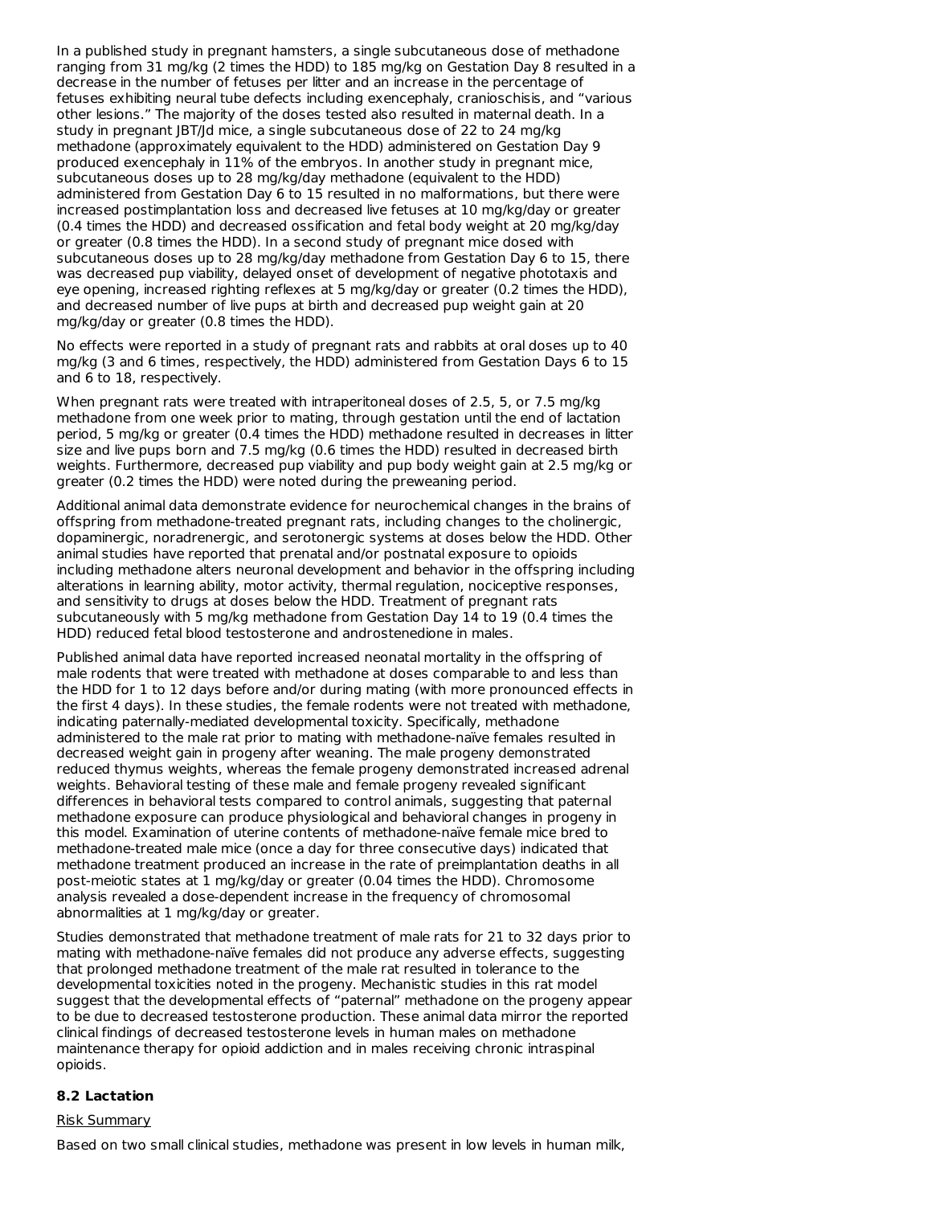In a published study in pregnant hamsters, a single subcutaneous dose of methadone ranging from 31 mg/kg (2 times the HDD) to 185 mg/kg on Gestation Day 8 resulted in a decrease in the number of fetuses per litter and an increase in the percentage of fetuses exhibiting neural tube defects including exencephaly, cranioschisis, and “various other lesions.” The majority of the doses tested also resulted in maternal death. In a study in pregnant JBT/Jd mice, a single subcutaneous dose of 22 to 24 mg/kg methadone (approximately equivalent to the HDD) administered on Gestation Day 9 produced exencephaly in 11% of the embryos. In another study in pregnant mice, subcutaneous doses up to 28 mg/kg/day methadone (equivalent to the HDD) administered from Gestation Day 6 to 15 resulted in no malformations, but there were increased postimplantation loss and decreased live fetuses at 10 mg/kg/day or greater (0.4 times the HDD) and decreased ossification and fetal body weight at 20 mg/kg/day or greater (0.8 times the HDD). In a second study of pregnant mice dosed with subcutaneous doses up to 28 mg/kg/day methadone from Gestation Day 6 to 15, there was decreased pup viability, delayed onset of development of negative phototaxis and eye opening, increased righting reflexes at 5 mg/kg/day or greater (0.2 times the HDD), and decreased number of live pups at birth and decreased pup weight gain at 20 mg/kg/day or greater (0.8 times the HDD).

No effects were reported in a study of pregnant rats and rabbits at oral doses up to 40 mg/kg (3 and 6 times, respectively, the HDD) administered from Gestation Days 6 to 15 and 6 to 18, respectively.

When pregnant rats were treated with intraperitoneal doses of 2.5, 5, or 7.5 mg/kg methadone from one week prior to mating, through gestation until the end of lactation period, 5 mg/kg or greater (0.4 times the HDD) methadone resulted in decreases in litter size and live pups born and 7.5 mg/kg (0.6 times the HDD) resulted in decreased birth weights. Furthermore, decreased pup viability and pup body weight gain at 2.5 mg/kg or greater (0.2 times the HDD) were noted during the preweaning period.

Additional animal data demonstrate evidence for neurochemical changes in the brains of offspring from methadone-treated pregnant rats, including changes to the cholinergic, dopaminergic, noradrenergic, and serotonergic systems at doses below the HDD. Other animal studies have reported that prenatal and/or postnatal exposure to opioids including methadone alters neuronal development and behavior in the offspring including alterations in learning ability, motor activity, thermal regulation, nociceptive responses, and sensitivity to drugs at doses below the HDD. Treatment of pregnant rats subcutaneously with 5 mg/kg methadone from Gestation Day 14 to 19 (0.4 times the HDD) reduced fetal blood testosterone and androstenedione in males.

Published animal data have reported increased neonatal mortality in the offspring of male rodents that were treated with methadone at doses comparable to and less than the HDD for 1 to 12 days before and/or during mating (with more pronounced effects in the first 4 days). In these studies, the female rodents were not treated with methadone, indicating paternally-mediated developmental toxicity. Specifically, methadone administered to the male rat prior to mating with methadone-naïve females resulted in decreased weight gain in progeny after weaning. The male progeny demonstrated reduced thymus weights, whereas the female progeny demonstrated increased adrenal weights. Behavioral testing of these male and female progeny revealed significant differences in behavioral tests compared to control animals, suggesting that paternal methadone exposure can produce physiological and behavioral changes in progeny in this model. Examination of uterine contents of methadone-naïve female mice bred to methadone-treated male mice (once a day for three consecutive days) indicated that methadone treatment produced an increase in the rate of preimplantation deaths in all post-meiotic states at 1 mg/kg/day or greater (0.04 times the HDD). Chromosome analysis revealed a dose-dependent increase in the frequency of chromosomal abnormalities at 1 mg/kg/day or greater.

Studies demonstrated that methadone treatment of male rats for 21 to 32 days prior to mating with methadone-naïve females did not produce any adverse effects, suggesting that prolonged methadone treatment of the male rat resulted in tolerance to the developmental toxicities noted in the progeny. Mechanistic studies in this rat model suggest that the developmental effects of “paternal” methadone on the progeny appear to be due to decreased testosterone production. These animal data mirror the reported clinical findings of decreased testosterone levels in human males on methadone maintenance therapy for opioid addiction and in males receiving chronic intraspinal opioids.

### 8.2 Lactation

Risk Summary

Based on two small clinical studies, methadone was present in low levels in human milk,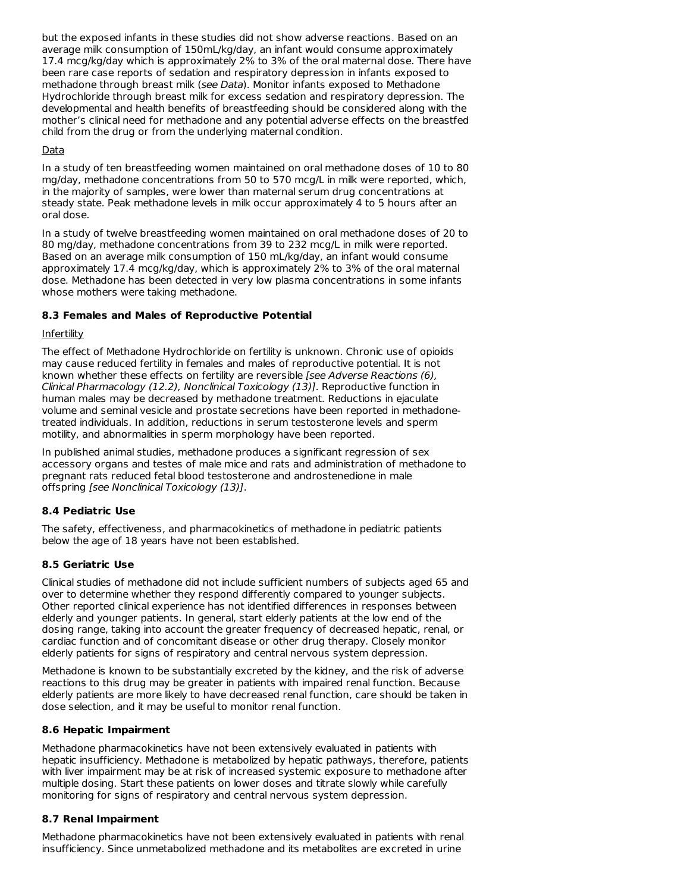but the exposed infants in these studies did not show adverse reactions. Based on an average milk consumption of 150mL/kg/day, an infant would consume approximately 17.4 mcg/kg/day which is approximately 2% to 3% of the oral maternal dose. There have been rare case reports of sedation and respiratory depression in infants exposed to methadone through breast milk (*see Data*). Monitor infants exposed to Methadone Hydrochloride through breast milk for excess sedation and respiratory depression. The developmental and health benefits of breastfeeding should be considered along with the mother's clinical need for methadone and any potential adverse effects on the breastfed child from the drug or from the underlying maternal condition.

Data

In a study of ten breastfeeding women maintained on oral methadone doses of 10 to 80 mg/day, methadone concentrations from 50 to 570 mcg/L in milk were reported, which, in the majority of samples, were lower than maternal serum drug concentrations at steady state. Peak methadone levels in milk occur approximately 4 to 5 hours after an oral dose.

In a study of twelve breastfeeding women maintained on oral methadone doses of 20 to 80 mg/day, methadone concentrations from 39 to 232 mcg/L in milk were reported. Based on an average milk consumption of 150 mL/kg/day, an infant would consume approximately 17.4 mcg/kg/day, which is approximately 2% to 3% of the oral maternal dose. Methadone has been detected in very low plasma concentrations in some infants whose mothers were taking methadone.

### 8.3 Females and Males of Reproductive Potential

Infertility

The effect of Methadone Hydrochloride on fertility is unknown. Chronic use of opioids may cause reduced fertility in females and males of reproductive potential. It is not known whether these effects on fertility are reversible *[see Adverse Reactions (6), Clinical Pharmacology (12.2), Nonclinical Toxicology (13)]*. Reproductive function in human males may be decreased by methadone treatment. Reductions in ejaculate volume and seminal vesicle and prostate secretions have been reported in methadone-treated individuals. In addition, reductions in serum testosterone levels and sperm motility, and abnormalities in sperm morphology have been reported.

In published animal studies, methadone produces a significant regression of sex accessory organs and testes of male mice and rats and administration of methadone to pregnant rats reduced fetal blood testosterone and androstenedione in male offspring *[see Nonclinical Toxicology (13)]*.

### 8.4 Pediatric Use

The safety, effectiveness, and pharmacokinetics of methadone in pediatric patients below the age of 18 years have not been established.

### 8.5 Geriatric Use

Clinical studies of methadone did not include sufficient numbers of subjects aged 65 and over to determine whether they respond differently compared to younger subjects. Other reported clinical experience has not identified differences in responses between elderly and younger patients. In general, start elderly patients at the low end of the dosing range, taking into account the greater frequency of decreased hepatic, renal, or cardiac function and of concomitant disease or other drug therapy. Closely monitor elderly patients for signs of respiratory and central nervous system depression.

Methadone is known to be substantially excreted by the kidney, and the risk of adverse reactions to this drug may be greater in patients with impaired renal function. Because elderly patients are more likely to have decreased renal function, care should be taken in dose selection, and it may be useful to monitor renal function.

### 8.6 Hepatic Impairment

Methadone pharmacokinetics have not been extensively evaluated in patients with hepatic insufficiency. Methadone is metabolized by hepatic pathways, therefore, patients with liver impairment may be at risk of increased systemic exposure to methadone after multiple dosing. Start these patients on lower doses and titrate slowly while carefully monitoring for signs of respiratory and central nervous system depression.

### 8.7 Renal Impairment

Methadone pharmacokinetics have not been extensively evaluated in patients with renal insufficiency. Since unmetabolized methadone and its metabolites are excreted in urine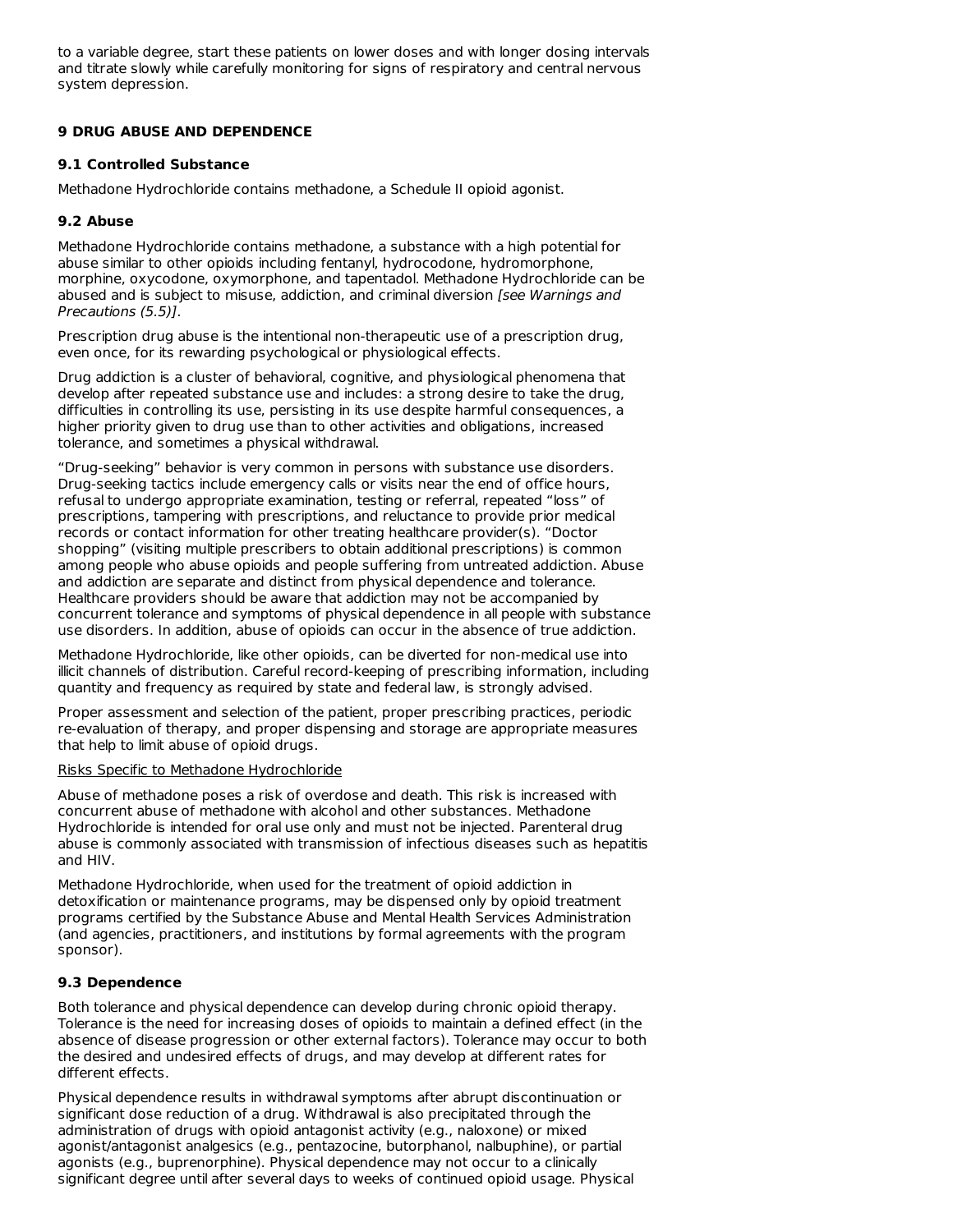to a variable degree, start these patients on lower doses and with longer dosing intervals and titrate slowly while carefully monitoring for signs of respiratory and central nervous system depression.

## 9 DRUG ABUSE AND DEPENDENCE

### 9.1 Controlled Substance

Methadone Hydrochloride contains methadone, a Schedule II opioid agonist.

### 9.2 Abuse

Methadone Hydrochloride contains methadone, a substance with a high potential for abuse similar to other opioids including fentanyl, hydrocodone, hydromorphone, morphine, oxycodone, oxymorphone, and tapentadol. Methadone Hydrochloride can be abused and is subject to misuse, addiction, and criminal diversion *[see Warnings and Precautions (5.5)]*.

Prescription drug abuse is the intentional non-therapeutic use of a prescription drug, even once, for its rewarding psychological or physiological effects.

Drug addiction is a cluster of behavioral, cognitive, and physiological phenomena that develop after repeated substance use and includes: a strong desire to take the drug, difficulties in controlling its use, persisting in its use despite harmful consequences, a higher priority given to drug use than to other activities and obligations, increased tolerance, and sometimes a physical withdrawal.

"Drug-seeking" behavior is very common in persons with substance use disorders. Drug-seeking tactics include emergency calls or visits near the end of office hours, refusal to undergo appropriate examination, testing or referral, repeated "loss" of prescriptions, tampering with prescriptions, and reluctance to provide prior medical records or contact information for other treating healthcare provider(s). "Doctor shopping" (visiting multiple prescribers to obtain additional prescriptions) is common among people who abuse opioids and people suffering from untreated addiction. Abuse and addiction are separate and distinct from physical dependence and tolerance. Healthcare providers should be aware that addiction may not be accompanied by concurrent tolerance and symptoms of physical dependence in all people with substance use disorders. In addition, abuse of opioids can occur in the absence of true addiction.

Methadone Hydrochloride, like other opioids, can be diverted for non-medical use into illicit channels of distribution. Careful record-keeping of prescribing information, including quantity and frequency as required by state and federal law, is strongly advised.

Proper assessment and selection of the patient, proper prescribing practices, periodic re-evaluation of therapy, and proper dispensing and storage are appropriate measures that help to limit abuse of opioid drugs.

Risks Specific to Methadone Hydrochloride

Abuse of methadone poses a risk of overdose and death. This risk is increased with concurrent abuse of methadone with alcohol and other substances. Methadone Hydrochloride is intended for oral use only and must not be injected. Parenteral drug abuse is commonly associated with transmission of infectious diseases such as hepatitis and HIV.

Methadone Hydrochloride, when used for the treatment of opioid addiction in detoxification or maintenance programs, may be dispensed only by opioid treatment programs certified by the Substance Abuse and Mental Health Services Administration (and agencies, practitioners, and institutions by formal agreements with the program sponsor).

### 9.3 Dependence

Both tolerance and physical dependence can develop during chronic opioid therapy. Tolerance is the need for increasing doses of opioids to maintain a defined effect (in the absence of disease progression or other external factors). Tolerance may occur to both the desired and undesired effects of drugs, and may develop at different rates for different effects.

Physical dependence results in withdrawal symptoms after abrupt discontinuation or significant dose reduction of a drug. Withdrawal is also precipitated through the administration of drugs with opioid antagonist activity (e.g., naloxone) or mixed agonist/antagonist analgesics (e.g., pentazocine, butorphanol, nalbuphine), or partial agonists (e.g., buprenorphine). Physical dependence may not occur to a clinically significant degree until after several days to weeks of continued opioid usage. Physical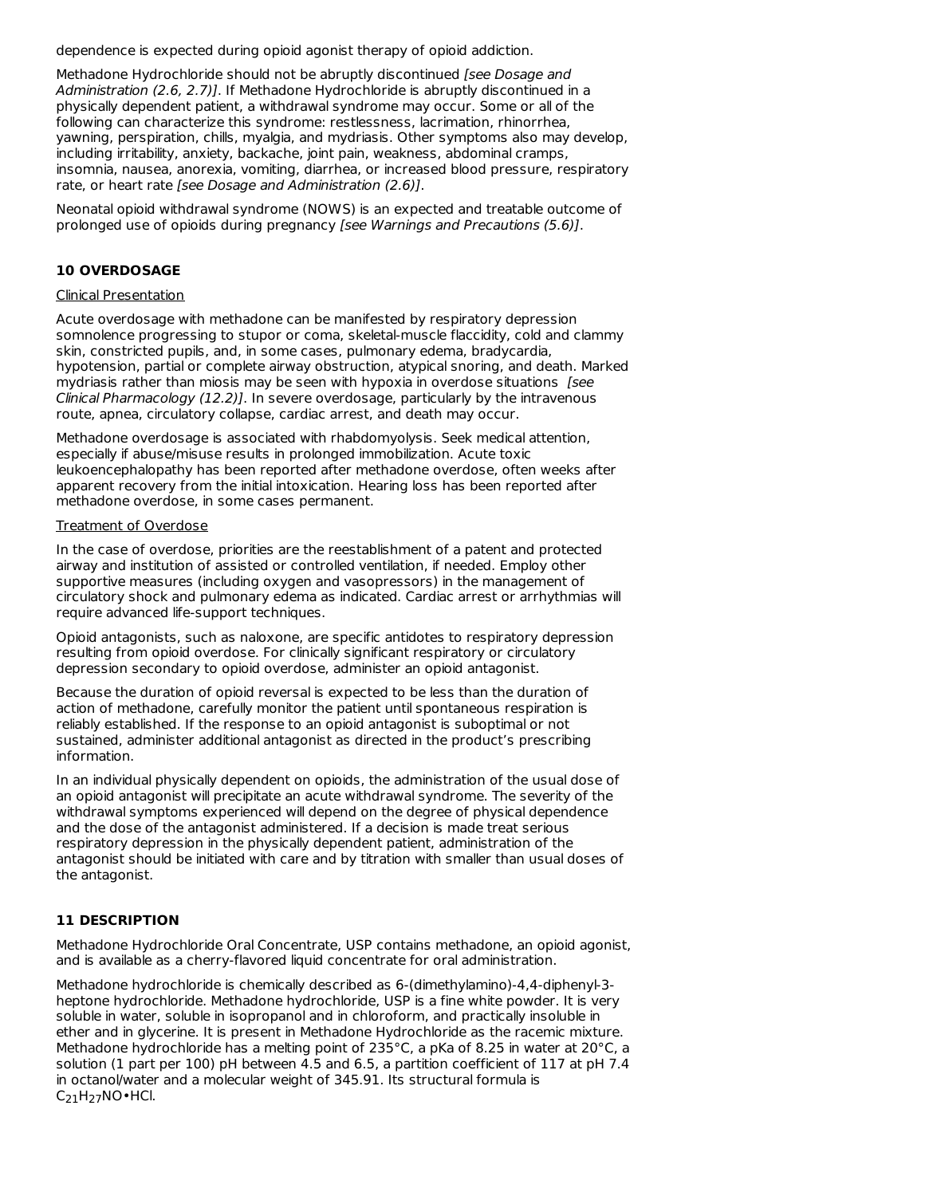dependence is expected during opioid agonist therapy of opioid addiction.

Methadone Hydrochloride should not be abruptly discontinued *[see Dosage and Administration (2.6, 2.7)]*. If Methadone Hydrochloride is abruptly discontinued in a physically dependent patient, a withdrawal syndrome may occur. Some or all of the following can characterize this syndrome: restlessness, lacrimation, rhinorrhea, yawning, perspiration, chills, myalgia, and mydriasis. Other symptoms also may develop, including irritability, anxiety, backache, joint pain, weakness, abdominal cramps, insomnia, nausea, anorexia, vomiting, diarrhea, or increased blood pressure, respiratory rate, or heart rate *[see Dosage and Administration (2.6)]*.

Neonatal opioid withdrawal syndrome (NOWS) is an expected and treatable outcome of prolonged use of opioids during pregnancy *[see Warnings and Precautions (5.6)]*.

## 10 OVERDOSAGE

Clinical Presentation

Acute overdosage with methadone can be manifested by respiratory depression somnolence progressing to stupor or coma, skeletal-muscle flaccidity, cold and clammy skin, constricted pupils, and, in some cases, pulmonary edema, bradycardia, hypotension, partial or complete airway obstruction, atypical snoring, and death. Marked mydriasis rather than miosis may be seen with hypoxia in overdose situations *[see Clinical Pharmacology (12.2)]*. In severe overdosage, particularly by the intravenous route, apnea, circulatory collapse, cardiac arrest, and death may occur.

Methadone overdosage is associated with rhabdomyolysis. Seek medical attention, especially if abuse/misuse results in prolonged immobilization. Acute toxic leukoencephalopathy has been reported after methadone overdose, often weeks after apparent recovery from the initial intoxication. Hearing loss has been reported after methadone overdose, in some cases permanent.

Treatment of Overdose

In the case of overdose, priorities are the reestablishment of a patent and protected airway and institution of assisted or controlled ventilation, if needed. Employ other supportive measures (including oxygen and vasopressors) in the management of circulatory shock and pulmonary edema as indicated. Cardiac arrest or arrhythmias will require advanced life-support techniques.

Opioid antagonists, such as naloxone, are specific antidotes to respiratory depression resulting from opioid overdose. For clinically significant respiratory or circulatory depression secondary to opioid overdose, administer an opioid antagonist.

Because the duration of opioid reversal is expected to be less than the duration of action of methadone, carefully monitor the patient until spontaneous respiration is reliably established. If the response to an opioid antagonist is suboptimal or not sustained, administer additional antagonist as directed in the product's prescribing information.

In an individual physically dependent on opioids, the administration of the usual dose of an opioid antagonist will precipitate an acute withdrawal syndrome. The severity of the withdrawal symptoms experienced will depend on the degree of physical dependence and the dose of the antagonist administered. If a decision is made treat serious respiratory depression in the physically dependent patient, administration of the antagonist should be initiated with care and by titration with smaller than usual doses of the antagonist.

## 11 DESCRIPTION

Methadone Hydrochloride Oral Concentrate, USP contains methadone, an opioid agonist, and is available as a cherry-flavored liquid concentrate for oral administration.

Methadone hydrochloride is chemically described as 6-(dimethylamino)-4,4-diphenyl-3-heptone hydrochloride. Methadone hydrochloride, USP is a fine white powder. It is very soluble in water, soluble in isopropanol and in chloroform, and practically insoluble in ether and in glycerine. It is present in Methadone Hydrochloride as the racemic mixture. Methadone hydrochloride has a melting point of 235°C, a pKa of 8.25 in water at 20°C, a solution (1 part per 100) pH between 4.5 and 6.5, a partition coefficient of 117 at pH 7.4 in octanol/water and a molecular weight of 345.91. Its structural formula is $C_{21}H_{27}NO{\bullet}HCl$.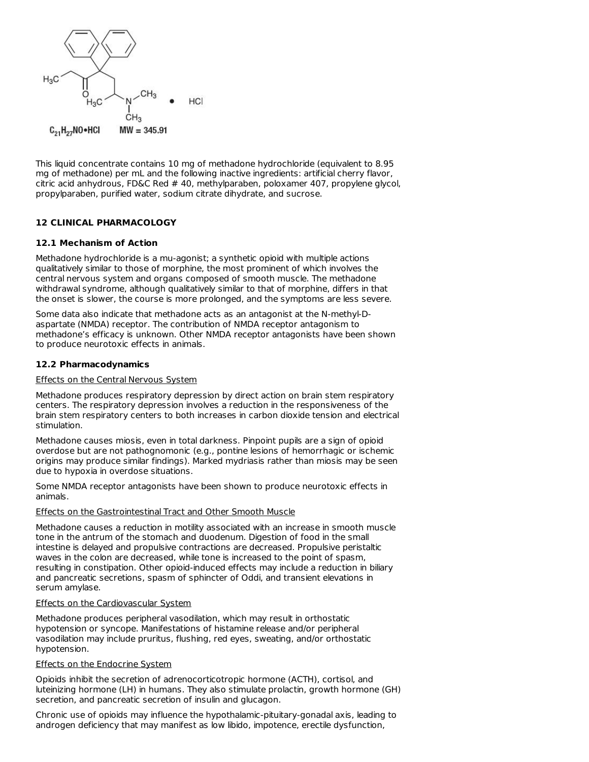$C_{21}H_{27}NO \cdot HCl$ MW = 345.91

This liquid concentrate contains 10 mg of methadone hydrochloride (equivalent to 8.95 mg of methadone) per mL and the following inactive ingredients: artificial cherry flavor, citric acid anhydrous, FD&C Red # 40, methylparaben, poloxamer 407, propylene glycol, propylparaben, purified water, sodium citrate dihydrate, and sucrose.

## 12 CLINICAL PHARMACOLOGY

### 12.1 Mechanism of Action

Methadone hydrochloride is a mu-agonist; a synthetic opioid with multiple actions qualitatively similar to those of morphine, the most prominent of which involves the central nervous system and organs composed of smooth muscle. The methadone withdrawal syndrome, although qualitatively similar to that of morphine, differs in that the onset is slower, the course is more prolonged, and the symptoms are less severe.

Some data also indicate that methadone acts as an antagonist at the N-methyl-D-aspartate (NMDA) receptor. The contribution of NMDA receptor antagonism to methadone's efficacy is unknown. Other NMDA receptor antagonists have been shown to produce neurotoxic effects in animals.

### 12.2 Pharmacodynamics

Effects on the Central Nervous System

Methadone produces respiratory depression by direct action on brain stem respiratory centers. The respiratory depression involves a reduction in the responsiveness of the brain stem respiratory centers to both increases in carbon dioxide tension and electrical stimulation.

Methadone causes miosis, even in total darkness. Pinpoint pupils are a sign of opioid overdose but are not pathognomonic (e.g., pontine lesions of hemorrhagic or ischemic origins may produce similar findings). Marked mydriasis rather than miosis may be seen due to hypoxia in overdose situations.

Some NMDA receptor antagonists have been shown to produce neurotoxic effects in animals.

Effects on the Gastrointestinal Tract and Other Smooth Muscle

Methadone causes a reduction in motility associated with an increase in smooth muscle tone in the antrum of the stomach and duodenum. Digestion of food in the small intestine is delayed and propulsive contractions are decreased. Propulsive peristaltic waves in the colon are decreased, while tone is increased to the point of spasm, resulting in constipation. Other opioid-induced effects may include a reduction in biliary and pancreatic secretions, spasm of sphincter of Oddi, and transient elevations in serum amylase.

Effects on the Cardiovascular System

Methadone produces peripheral vasodilation, which may result in orthostatic hypotension or syncope. Manifestations of histamine release and/or peripheral vasodilation may include pruritus, flushing, red eyes, sweating, and/or orthostatic hypotension.

Effects on the Endocrine System

Opioids inhibit the secretion of adrenocorticotropic hormone (ACTH), cortisol, and luteinizing hormone (LH) in humans. They also stimulate prolactin, growth hormone (GH) secretion, and pancreatic secretion of insulin and glucagon.

Chronic use of opioids may influence the hypothalamic-pituitary-gonadal axis, leading to androgen deficiency that may manifest as low libido, impotence, erectile dysfunction,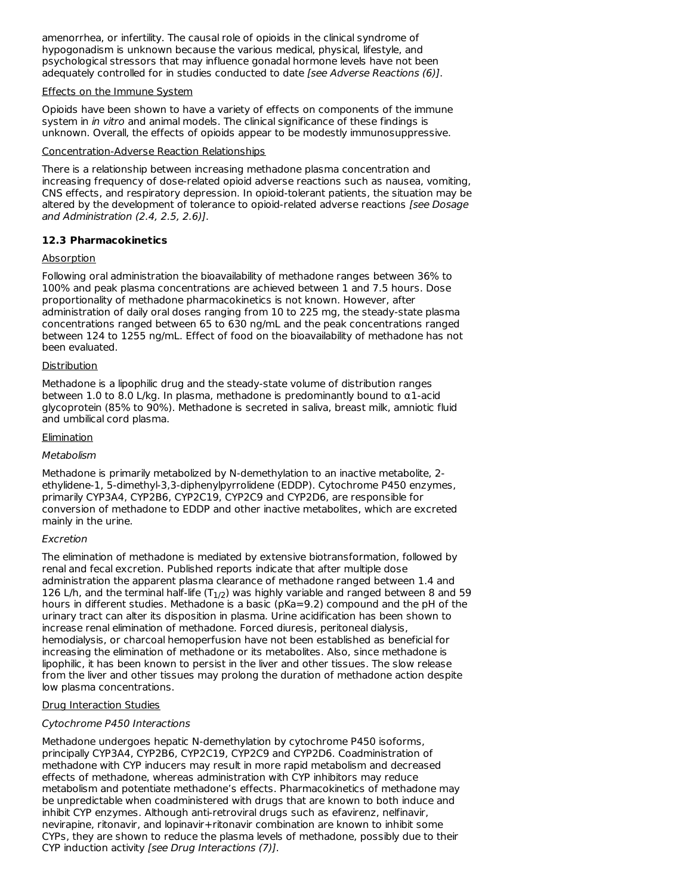amenorrhea, or infertility. The causal role of opioids in the clinical syndrome of hypogonadism is unknown because the various medical, physical, lifestyle, and psychological stressors that may influence gonadal hormone levels have not been adequately controlled for in studies conducted to date *[see Adverse Reactions (6)]*.

Effects on the Immune System

Opioids have been shown to have a variety of effects on components of the immune system in *in vitro* and animal models. The clinical significance of these findings is unknown. Overall, the effects of opioids appear to be modestly immunosuppressive.

Concentration-Adverse Reaction Relationships

There is a relationship between increasing methadone plasma concentration and increasing frequency of dose-related opioid adverse reactions such as nausea, vomiting, CNS effects, and respiratory depression. In opioid-tolerant patients, the situation may be altered by the development of tolerance to opioid-related adverse reactions *[see Dosage and Administration (2.4, 2.5, 2.6)]*.

### 12.3 Pharmacokinetics

Absorption

Following oral administration the bioavailability of methadone ranges between 36% to 100% and peak plasma concentrations are achieved between 1 and 7.5 hours. Dose proportionality of methadone pharmacokinetics is not known. However, after administration of daily oral doses ranging from 10 to 225 mg, the steady-state plasma concentrations ranged between 65 to 630 ng/mL and the peak concentrations ranged between 124 to 1255 ng/mL. Effect of food on the bioavailability of methadone has not been evaluated.

Distribution

Methadone is a lipophilic drug and the steady-state volume of distribution ranges between 1.0 to 8.0 L/kg. In plasma, methadone is predominantly bound to α1-acid glycoprotein (85% to 90%). Methadone is secreted in saliva, breast milk, amniotic fluid and umbilical cord plasma.

Elimination

*Metabolism*

Methadone is primarily metabolized by N-demethylation to an inactive metabolite, 2-ethylidene-1, 5-dimethyl-3,3-diphenylpyrrolidene (EDDP). Cytochrome P450 enzymes, primarily CYP3A4, CYP2B6, CYP2C19, CYP2C9 and CYP2D6, are responsible for conversion of methadone to EDDP and other inactive metabolites, which are excreted mainly in the urine.

*Excretion*

The elimination of methadone is mediated by extensive biotransformation, followed by renal and fecal excretion. Published reports indicate that after multiple dose administration the apparent plasma clearance of methadone ranged between 1.4 and 126 L/h, and the terminal half-life ($T_{1/2}$) was highly variable and ranged between 8 and 59 hours in different studies. Methadone is a basic (pKa=9.2) compound and the pH of the urinary tract can alter its disposition in plasma. Urine acidification has been shown to increase renal elimination of methadone. Forced diuresis, peritoneal dialysis, hemodialysis, or charcoal hemoperfusion have not been established as beneficial for increasing the elimination of methadone or its metabolites. Also, since methadone is lipophilic, it has been known to persist in the liver and other tissues. The slow release from the liver and other tissues may prolong the duration of methadone action despite low plasma concentrations.

Drug Interaction Studies

*Cytochrome P450 Interactions*

Methadone undergoes hepatic N-demethylation by cytochrome P450 isoforms, principally CYP3A4, CYP2B6, CYP2C19, CYP2C9 and CYP2D6. Coadministration of methadone with CYP inducers may result in more rapid metabolism and decreased effects of methadone, whereas administration with CYP inhibitors may reduce metabolism and potentiate methadone's effects. Pharmacokinetics of methadone may be unpredictable when coadministered with drugs that are known to both induce and inhibit CYP enzymes. Although anti-retroviral drugs such as efavirenz, nelfinavir, nevirapine, ritonavir, and lopinavir+ritonavir combination are known to inhibit some CYPs, they are shown to reduce the plasma levels of methadone, possibly due to their CYP induction activity *[see Drug Interactions (7)]*.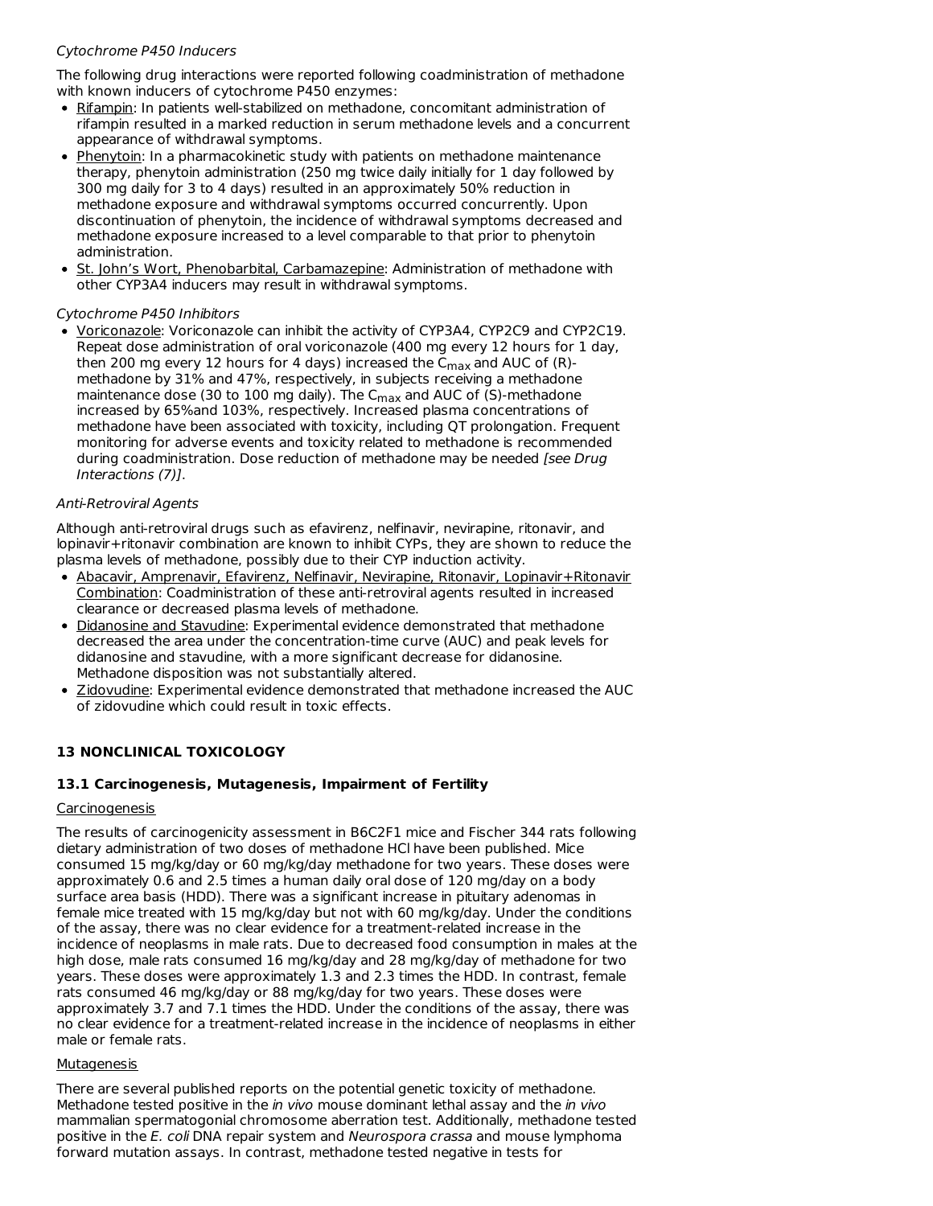*Cytochrome P450 Inducers*

The following drug interactions were reported following coadministration of methadone with known inducers of cytochrome P450 enzymes:

- Rifampin: In patients well-stabilized on methadone, concomitant administration of rifampin resulted in a marked reduction in serum methadone levels and a concurrent appearance of withdrawal symptoms.
- Phenytoin: In a pharmacokinetic study with patients on methadone maintenance therapy, phenytoin administration (250 mg twice daily initially for 1 day followed by 300 mg daily for 3 to 4 days) resulted in an approximately 50% reduction in methadone exposure and withdrawal symptoms occurred concurrently. Upon discontinuation of phenytoin, the incidence of withdrawal symptoms decreased and methadone exposure increased to a level comparable to that prior to phenytoin administration.
- St. John's Wort, Phenobarbital, Carbamazepine: Administration of methadone with other CYP3A4 inducers may result in withdrawal symptoms.

*Cytochrome P450 Inhibitors*

- Voriconazole: Voriconazole can inhibit the activity of CYP3A4, CYP2C9 and CYP2C19. Repeat dose administration of oral voriconazole (400 mg every 12 hours for 1 day, then 200 mg every 12 hours for 4 days) increased the $C_{max}$ and AUC of (R)-methadone by 31% and 47%, respectively, in subjects receiving a methadone maintenance dose (30 to 100 mg daily). The $C_{max}$ and AUC of (S)-methadone increased by 65%and 103%, respectively. Increased plasma concentrations of methadone have been associated with toxicity, including QT prolongation. Frequent monitoring for adverse events and toxicity related to methadone is recommended during coadministration. Dose reduction of methadone may be needed *[see Drug Interactions (7)]*.

*Anti-Retroviral Agents*

Although anti-retroviral drugs such as efavirenz, nelfinavir, nevirapine, ritonavir, and lopinavir+ritonavir combination are known to inhibit CYPs, they are shown to reduce the plasma levels of methadone, possibly due to their CYP induction activity.

- Abacavir, Amprenavir, Efavirenz, Nelfinavir, Nevirapine, Ritonavir, Lopinavir+Ritonavir Combination: Coadministration of these anti-retroviral agents resulted in increased clearance or decreased plasma levels of methadone.
- Didanosine and Stavudine: Experimental evidence demonstrated that methadone decreased the area under the concentration-time curve (AUC) and peak levels for didanosine and stavudine, with a more significant decrease for didanosine. Methadone disposition was not substantially altered.
- Zidovudine: Experimental evidence demonstrated that methadone increased the AUC of zidovudine which could result in toxic effects.

## 13 NONCLINICAL TOXICOLOGY

### 13.1 Carcinogenesis, Mutagenesis, Impairment of Fertility

Carcinogenesis

The results of carcinogenicity assessment in B6C2F1 mice and Fischer 344 rats following dietary administration of two doses of methadone HCl have been published. Mice consumed 15 mg/kg/day or 60 mg/kg/day methadone for two years. These doses were approximately 0.6 and 2.5 times a human daily oral dose of 120 mg/day on a body surface area basis (HDD). There was a significant increase in pituitary adenomas in female mice treated with 15 mg/kg/day but not with 60 mg/kg/day. Under the conditions of the assay, there was no clear evidence for a treatment-related increase in the incidence of neoplasms in male rats. Due to decreased food consumption in males at the high dose, male rats consumed 16 mg/kg/day and 28 mg/kg/day of methadone for two years. These doses were approximately 1.3 and 2.3 times the HDD. In contrast, female rats consumed 46 mg/kg/day or 88 mg/kg/day for two years. These doses were approximately 3.7 and 7.1 times the HDD. Under the conditions of the assay, there was no clear evidence for a treatment-related increase in the incidence of neoplasms in either male or female rats.

Mutagenesis

There are several published reports on the potential genetic toxicity of methadone. Methadone tested positive in the *in vivo* mouse dominant lethal assay and the *in vivo* mammalian spermatogonial chromosome aberration test. Additionally, methadone tested positive in the *E. coli* DNA repair system and *Neurospora crassa* and mouse lymphoma forward mutation assays. In contrast, methadone tested negative in tests for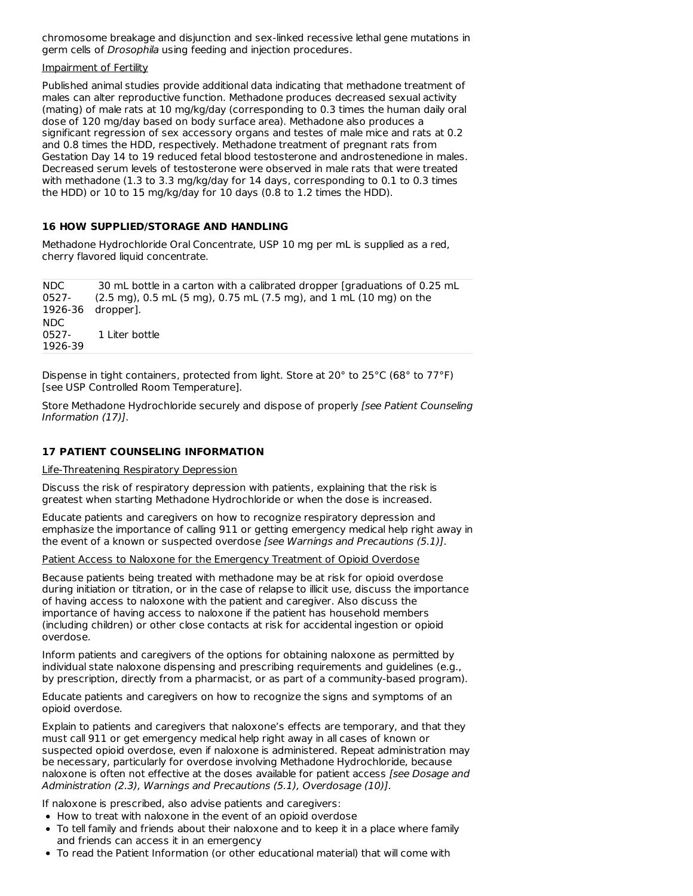chromosome breakage and disjunction and sex-linked recessive lethal gene mutations in germ cells of *Drosophila* using feeding and injection procedures.

Impairment of Fertility

Published animal studies provide additional data indicating that methadone treatment of males can alter reproductive function. Methadone produces decreased sexual activity (mating) of male rats at 10 mg/kg/day (corresponding to 0.3 times the human daily oral dose of 120 mg/day based on body surface area). Methadone also produces a significant regression of sex accessory organs and testes of male mice and rats at 0.2 and 0.8 times the HDD, respectively. Methadone treatment of pregnant rats from Gestation Day 14 to 19 reduced fetal blood testosterone and androstenedione in males. Decreased serum levels of testosterone were observed in male rats that were treated with methadone (1.3 to 3.3 mg/kg/day for 14 days, corresponding to 0.1 to 0.3 times the HDD) or 10 to 15 mg/kg/day for 10 days (0.8 to 1.2 times the HDD).

## 16 HOW SUPPLIED/STORAGE AND HANDLING

Methadone Hydrochloride Oral Concentrate, USP 10 mg per mL is supplied as a red, cherry flavored liquid concentrate.

| | |
|---|---|
| NDC 0527-1926-36 | 30 mL bottle in a carton with a calibrated dropper [graduations of 0.25 mL (2.5 mg), 0.5 mL (5 mg), 0.75 mL (7.5 mg), and 1 mL (10 mg) on the dropper]. |
| NDC 0527-1926-39 | 1 Liter bottle |

Dispense in tight containers, protected from light. Store at 20° to 25°C (68° to 77°F) [see USP Controlled Room Temperature].

Store Methadone Hydrochloride securely and dispose of properly *[see Patient Counseling Information (17)]*.

## 17 PATIENT COUNSELING INFORMATION

Life-Threatening Respiratory Depression

Discuss the risk of respiratory depression with patients, explaining that the risk is greatest when starting Methadone Hydrochloride or when the dose is increased.

Educate patients and caregivers on how to recognize respiratory depression and emphasize the importance of calling 911 or getting emergency medical help right away in the event of a known or suspected overdose *[see Warnings and Precautions (5.1)]*.

Patient Access to Naloxone for the Emergency Treatment of Opioid Overdose

Because patients being treated with methadone may be at risk for opioid overdose during initiation or titration, or in the case of relapse to illicit use, discuss the importance of having access to naloxone with the patient and caregiver. Also discuss the importance of having access to naloxone if the patient has household members (including children) or other close contacts at risk for accidental ingestion or opioid overdose.

Inform patients and caregivers of the options for obtaining naloxone as permitted by individual state naloxone dispensing and prescribing requirements and guidelines (e.g., by prescription, directly from a pharmacist, or as part of a community-based program).

Educate patients and caregivers on how to recognize the signs and symptoms of an opioid overdose.

Explain to patients and caregivers that naloxone's effects are temporary, and that they must call 911 or get emergency medical help right away in all cases of known or suspected opioid overdose, even if naloxone is administered. Repeat administration may be necessary, particularly for overdose involving Methadone Hydrochloride, because naloxone is often not effective at the doses available for patient access *[see Dosage and Administration (2.3), Warnings and Precautions (5.1), Overdosage (10)]*.

If naloxone is prescribed, also advise patients and caregivers:

- How to treat with naloxone in the event of an opioid overdose
- To tell family and friends about their naloxone and to keep it in a place where family and friends can access it in an emergency
- To read the Patient Information (or other educational material) that will come with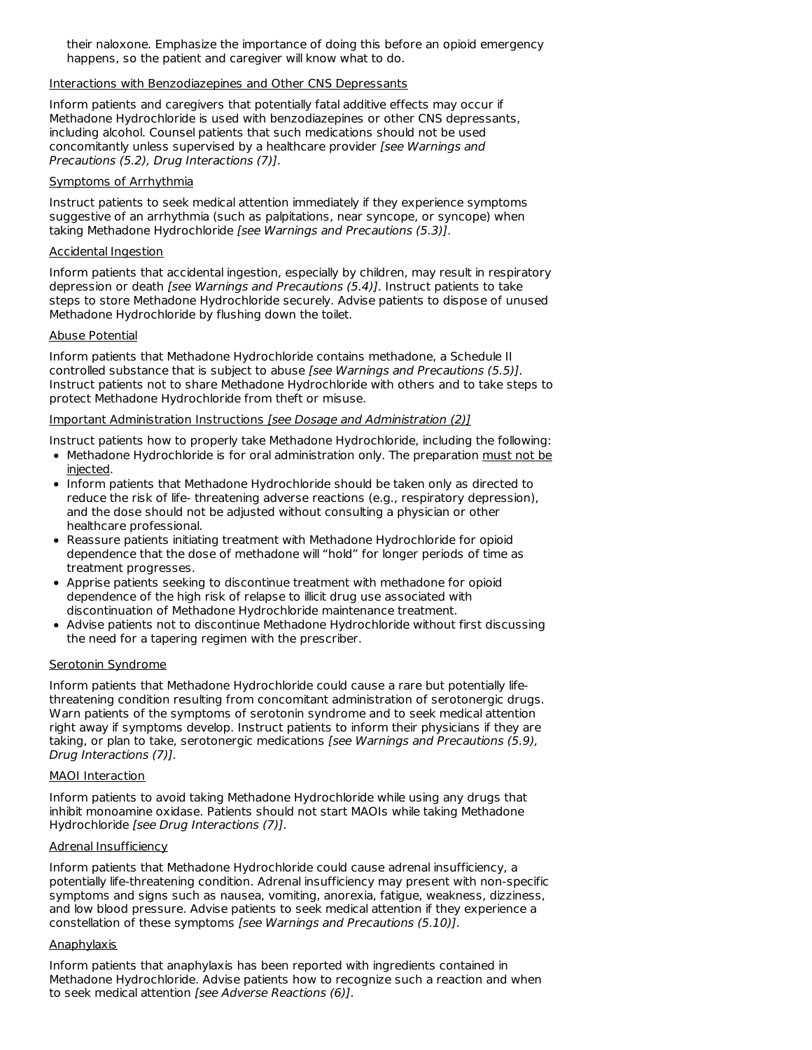their naloxone. Emphasize the importance of doing this before an opioid emergency happens, so the patient and caregiver will know what to do.

Interactions with Benzodiazepines and Other CNS Depressants

Inform patients and caregivers that potentially fatal additive effects may occur if Methadone Hydrochloride is used with benzodiazepines or other CNS depressants, including alcohol. Counsel patients that such medications should not be used concomitantly unless supervised by a healthcare provider *[see Warnings and Precautions (5.2), Drug Interactions (7)]*.

Symptoms of Arrhythmia

Instruct patients to seek medical attention immediately if they experience symptoms suggestive of an arrhythmia (such as palpitations, near syncope, or syncope) when taking Methadone Hydrochloride *[see Warnings and Precautions (5.3)]*.

Accidental Ingestion

Inform patients that accidental ingestion, especially by children, may result in respiratory depression or death *[see Warnings and Precautions (5.4)]*. Instruct patients to take steps to store Methadone Hydrochloride securely. Advise patients to dispose of unused Methadone Hydrochloride by flushing down the toilet.

Abuse Potential

Inform patients that Methadone Hydrochloride contains methadone, a Schedule II controlled substance that is subject to abuse *[see Warnings and Precautions (5.5)]*. Instruct patients not to share Methadone Hydrochloride with others and to take steps to protect Methadone Hydrochloride from theft or misuse.

Important Administration Instructions *[see Dosage and Administration (2)]*

Instruct patients how to properly take Methadone Hydrochloride, including the following:

- Methadone Hydrochloride is for oral administration only. The preparation must not be injected.
- Inform patients that Methadone Hydrochloride should be taken only as directed to reduce the risk of life- threatening adverse reactions (e.g., respiratory depression), and the dose should not be adjusted without consulting a physician or other healthcare professional.
- Reassure patients initiating treatment with Methadone Hydrochloride for opioid dependence that the dose of methadone will "hold" for longer periods of time as treatment progresses.
- Apprise patients seeking to discontinue treatment with methadone for opioid dependence of the high risk of relapse to illicit drug use associated with discontinuation of Methadone Hydrochloride maintenance treatment.
- Advise patients not to discontinue Methadone Hydrochloride without first discussing the need for a tapering regimen with the prescriber.

Serotonin Syndrome

Inform patients that Methadone Hydrochloride could cause a rare but potentially life-threatening condition resulting from concomitant administration of serotonergic drugs. Warn patients of the symptoms of serotonin syndrome and to seek medical attention right away if symptoms develop. Instruct patients to inform their physicians if they are taking, or plan to take, serotonergic medications *[see Warnings and Precautions (5.9), Drug Interactions (7)]*.

MAOI Interaction

Inform patients to avoid taking Methadone Hydrochloride while using any drugs that inhibit monoamine oxidase. Patients should not start MAOIs while taking Methadone Hydrochloride *[see Drug Interactions (7)]*.

Adrenal Insufficiency

Inform patients that Methadone Hydrochloride could cause adrenal insufficiency, a potentially life-threatening condition. Adrenal insufficiency may present with non-specific symptoms and signs such as nausea, vomiting, anorexia, fatigue, weakness, dizziness, and low blood pressure. Advise patients to seek medical attention if they experience a constellation of these symptoms *[see Warnings and Precautions (5.10)]*.

Anaphylaxis

Inform patients that anaphylaxis has been reported with ingredients contained in Methadone Hydrochloride. Advise patients how to recognize such a reaction and when to seek medical attention *[see Adverse Reactions (6)]*.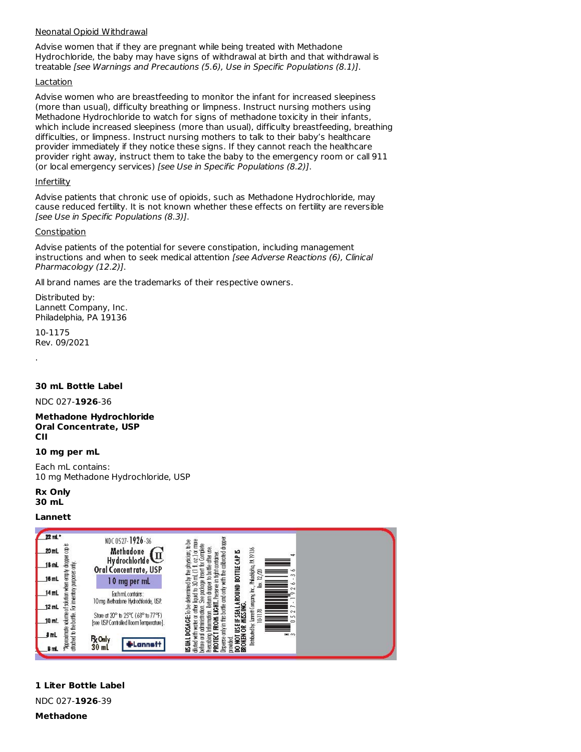Neonatal Opioid Withdrawal

Advise women that if they are pregnant while being treated with Methadone Hydrochloride, the baby may have signs of withdrawal at birth and that withdrawal is treatable *[see Warnings and Precautions (5.6), Use in Specific Populations (8.1)]*.

Lactation

Advise women who are breastfeeding to monitor the infant for increased sleepiness (more than usual), difficulty breathing or limpness. Instruct nursing mothers using Methadone Hydrochloride to watch for signs of methadone toxicity in their infants, which include increased sleepiness (more than usual), difficulty breastfeeding, breathing difficulties, or limpness. Instruct nursing mothers to talk to their baby's healthcare provider immediately if they notice these signs. If they cannot reach the healthcare provider right away, instruct them to take the baby to the emergency room or call 911 (or local emergency services) *[see Use in Specific Populations (8.2)]*.

Infertility

Advise patients that chronic use of opioids, such as Methadone Hydrochloride, may cause reduced fertility. It is not known whether these effects on fertility are reversible *[see Use in Specific Populations (8.3)]*.

Constipation

Advise patients of the potential for severe constipation, including management instructions and when to seek medical attention *[see Adverse Reactions (6), Clinical Pharmacology (12.2)]*.

All brand names are the trademarks of their respective owners.

Distributed by:
Lannett Company, Inc.
Philadelphia, PA 19136

10-1175
Rev. 09/2021

.

**30 mL Bottle Label**

NDC 027-**1926**-36

**Methadone Hydrochloride**
**Oral Concentrate, USP**
**CII**

**10 mg per mL**

Each mL contains:
10 mg Methadone Hydrochloride, USP

**Rx Only**
**30 mL**

**Lannett**

**1 Liter Bottle Label**

NDC 027-**1926**-39

**Methadone**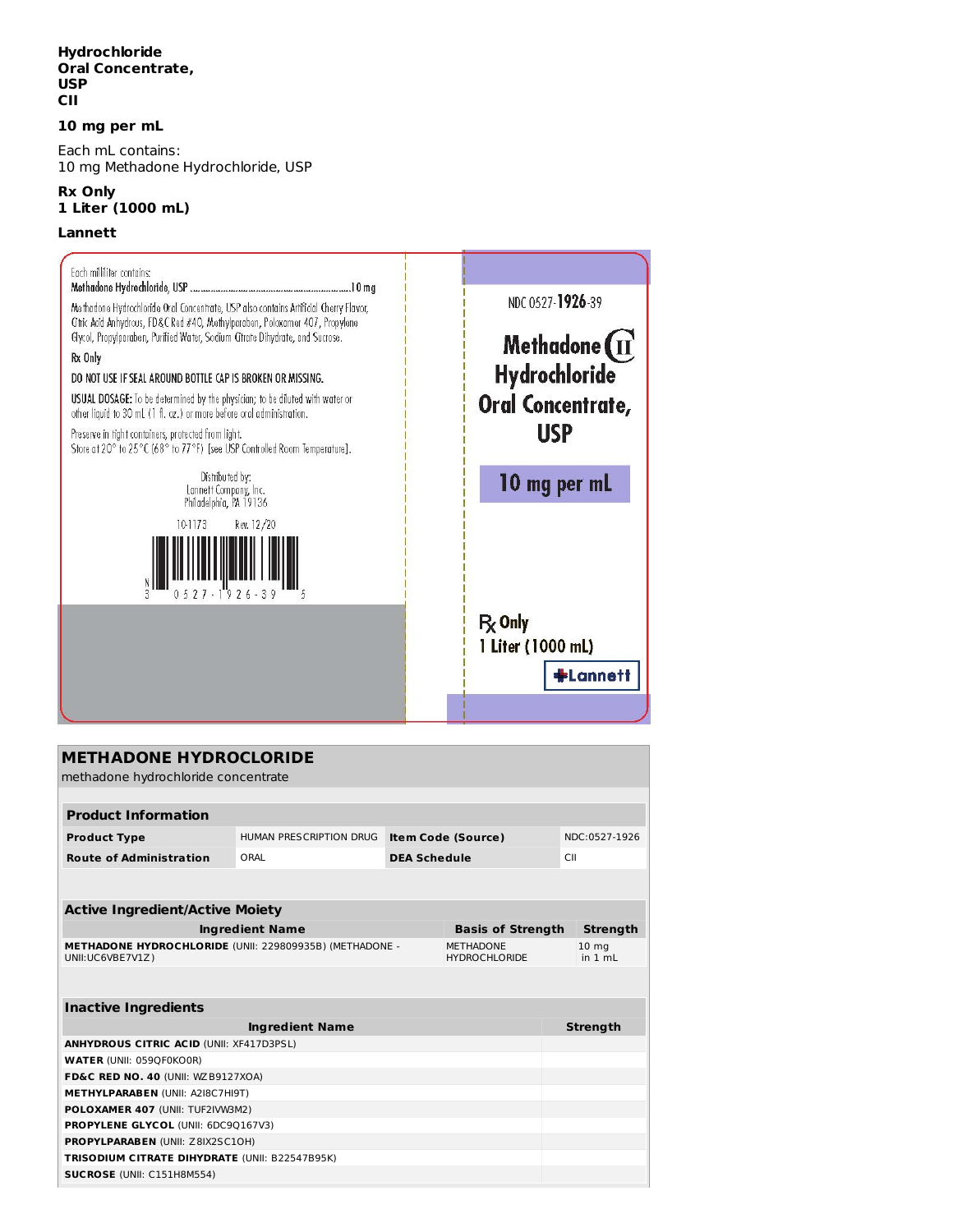**Hydrochloride Oral Concentrate, USP**
**CII**

**10 mg per mL**

Each mL contains:
10 mg Methadone Hydrochloride, USP

**Rx Only**
**1 Liter (1000 mL)**

**Lannett**

Each milliliter contains:
Methadone Hydrochloride, USP ..........................................................10 mg

Methadone Hydrochloride Oral Concentrate, USP also contains Artificial Cherry Flavor, Citric Acid Anhydrous, FD&C Red #40, Methylparaben, Poloxamer 407, Propylene Glycol, Propylparaben, Purified Water, Sodium Citrate Dihydrate, and Sucrose.

Rx Only

DO NOT USE IF SEAL AROUND BOTTLE CAP IS BROKEN OR MISSING.

USUAL DOSAGE: To be determined by the physician; to be diluted with water or other liquid to 30 mL (1 fl. oz.) or more before oral administration.

Preserve in tight containers, protected from light.
Store at 20° to 25°C (68° to 77°F) [see USP Controlled Room Temperature].

Distributed by:
Lannett Company, Inc.
Philadelphia, PA 19136

10-1173 Rev. 12/20

N 3 0527-1926-39 5

NDC 0527-**1926**-39

**Methadone CII Hydrochloride Oral Concentrate, USP**

**10 mg per mL**

**Rx Only**
**1 Liter (1000 mL)**

**Lannett**

## METHADONE HYDROCLORIDE

methadone hydrochloride concentrate

| **Product Information** | | | |
|---|---|---|---|
| **Product Type** | HUMAN PRESCRIPTION DRUG | **Item Code (Source)** | NDC:0527-1926 |
| **Route of Administration** | ORAL | **DEA Schedule** | CII |

| **Active Ingredient/Active Moiety** | | |
|---|---|---|
| **Ingredient Name** | **Basis of Strength** | **Strength** |
| **METHADONE HYDROCHLORIDE** (UNII: 229809935B) (METHADONE - UNII:UC6VBE7V1Z) | METHADONE HYDROCHLORIDE | 10 mg in 1 mL |

| **Inactive Ingredients** | |
|---|---|
| **Ingredient Name** | **Strength** |
| **ANHYDROUS CITRIC ACID** (UNII: XF417D3PSL) | |
| **WATER** (UNII: 059QF0KO0R) | |
| **FD&C RED NO. 40** (UNII: WZB9127XOA) | |
| **METHYLPARABEN** (UNII: A2I8C7HI9T) | |
| **POLOXAMER 407** (UNII: TUF2IVW3M2) | |
| **PROPYLENE GLYCOL** (UNII: 6DC9Q167V3) | |
| **PROPYLPARABEN** (UNII: Z8IX2SC1OH) | |
| **TRISODIUM CITRATE DIHYDRATE** (UNII: B22547B95K) | |
| **SUCROSE** (UNII: C151H8M554) | |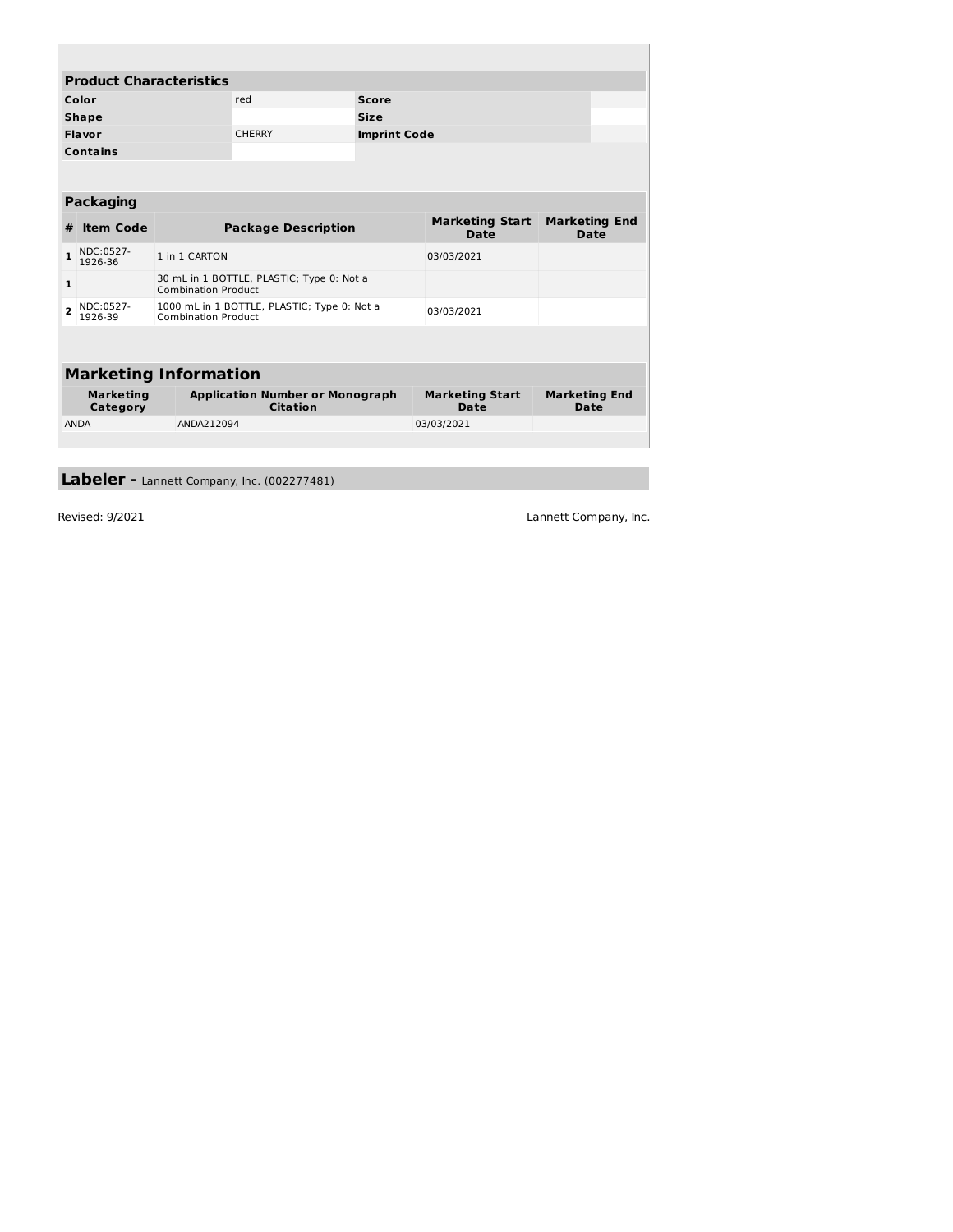| Product Characteristics | | | |
|---|---|---|---|
| **Color** | red | **Score** | |
| **Shape** | | **Size** | |
| **Flavor** | CHERRY | **Imprint Code** | |
| **Contains** | | | |

**Packaging**

| # | Item Code | Package Description | Marketing Start Date | Marketing End Date |
|---|---|---|---|---|
| 1 | NDC:0527-1926-36 | 1 in 1 CARTON | 03/03/2021 | |
| 1 | | 30 mL in 1 BOTTLE, PLASTIC; Type 0: Not a Combination Product | | |
| 2 | NDC:0527-1926-39 | 1000 mL in 1 BOTTLE, PLASTIC; Type 0: Not a Combination Product | 03/03/2021 | |

## Marketing Information

| Marketing Category | Application Number or Monograph Citation | Marketing Start Date | Marketing End Date |
|---|---|---|---|
| ANDA | ANDA212094 | 03/03/2021 | |

## Labeler - Lannett Company, Inc. (002277481)

Revised: 9/2021

Lannett Company, Inc.